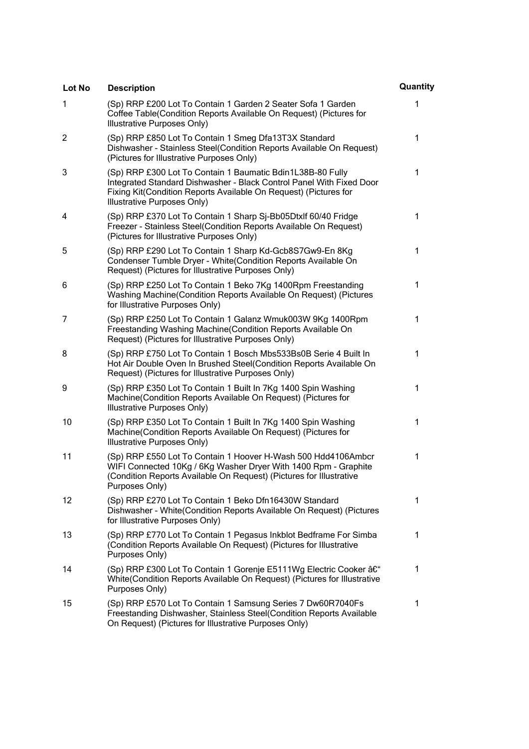| Lot No | Description | Quantity |
| --- | --- | --- |
| 1 | (Sp) RRP £200 Lot To Contain 1 Garden 2 Seater Sofa 1 Garden Coffee Table(Condition Reports Available On Request) (Pictures for Illustrative Purposes Only) | 1 |
| 2 | (Sp) RRP £850 Lot To Contain 1 Smeg Dfa13T3X Standard Dishwasher - Stainless Steel(Condition Reports Available On Request) (Pictures for Illustrative Purposes Only) | 1 |
| 3 | (Sp) RRP £300 Lot To Contain 1 Baumatic Bdin1L38B-80 Fully Integrated Standard Dishwasher - Black Control Panel With Fixed Door Fixing Kit(Condition Reports Available On Request) (Pictures for Illustrative Purposes Only) | 1 |
| 4 | (Sp) RRP £370 Lot To Contain 1 Sharp Sj-Bb05Dtxlf 60/40 Fridge Freezer - Stainless Steel(Condition Reports Available On Request) (Pictures for Illustrative Purposes Only) | 1 |
| 5 | (Sp) RRP £290 Lot To Contain 1 Sharp Kd-Gcb8S7Gw9-En 8Kg Condenser Tumble Dryer - White(Condition Reports Available On Request) (Pictures for Illustrative Purposes Only) | 1 |
| 6 | (Sp) RRP £250 Lot To Contain 1 Beko 7Kg 1400Rpm Freestanding Washing Machine(Condition Reports Available On Request) (Pictures for Illustrative Purposes Only) | 1 |
| 7 | (Sp) RRP £250 Lot To Contain 1 Galanz Wmuk003W 9Kg 1400Rpm Freestanding Washing Machine(Condition Reports Available On Request) (Pictures for Illustrative Purposes Only) | 1 |
| 8 | (Sp) RRP £750 Lot To Contain 1 Bosch Mbs533Bs0B Serie 4 Built In Hot Air Double Oven In Brushed Steel(Condition Reports Available On Request) (Pictures for Illustrative Purposes Only) | 1 |
| 9 | (Sp) RRP £350 Lot To Contain 1 Built In 7Kg 1400 Spin Washing Machine(Condition Reports Available On Request) (Pictures for Illustrative Purposes Only) | 1 |
| 10 | (Sp) RRP £350 Lot To Contain 1 Built In 7Kg 1400 Spin Washing Machine(Condition Reports Available On Request) (Pictures for Illustrative Purposes Only) | 1 |
| 11 | (Sp) RRP £550 Lot To Contain 1 Hoover H-Wash 500 Hdd4106Ambcr WIFI Connected 10Kg / 6Kg Washer Dryer With 1400 Rpm - Graphite (Condition Reports Available On Request) (Pictures for Illustrative Purposes Only) | 1 |
| 12 | (Sp) RRP £270 Lot To Contain 1 Beko Dfn16430W Standard Dishwasher - White(Condition Reports Available On Request) (Pictures for Illustrative Purposes Only) | 1 |
| 13 | (Sp) RRP £770 Lot To Contain 1 Pegasus Inkblot Bedframe For Simba (Condition Reports Available On Request) (Pictures for Illustrative Purposes Only) | 1 |
| 14 | (Sp) RRP £300 Lot To Contain 1 Gorenje E5111Wg Electric Cooker â€“ White(Condition Reports Available On Request) (Pictures for Illustrative Purposes Only) | 1 |
| 15 | (Sp) RRP £570 Lot To Contain 1 Samsung Series 7 Dw60R7040Fs Freestanding Dishwasher, Stainless Steel(Condition Reports Available On Request) (Pictures for Illustrative Purposes Only) | 1 |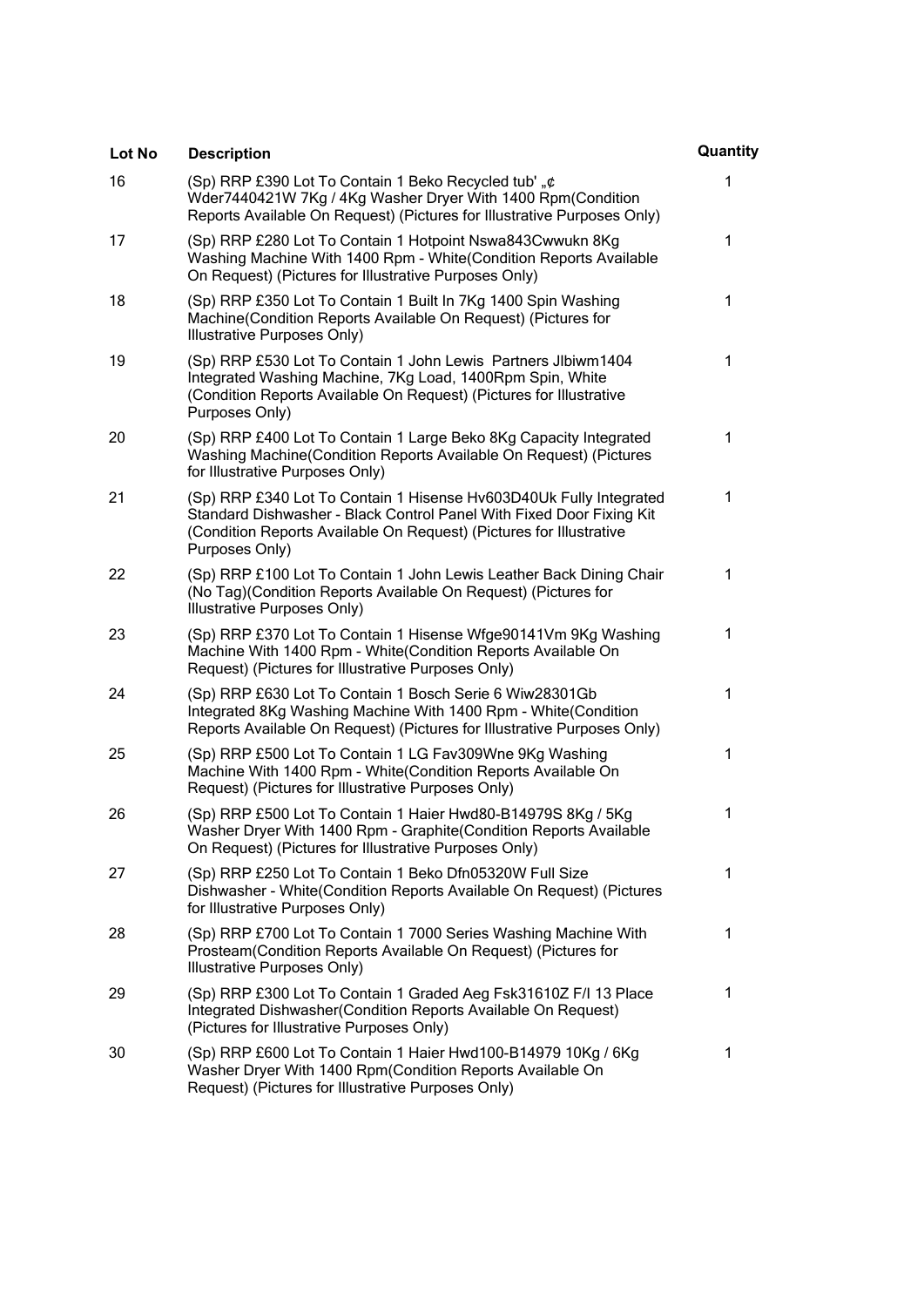| Lot No | Description | Quantity |
| --- | --- | --- |
| 16 | (Sp) RRP £390 Lot To Contain 1 Beko Recycled tub' „¢ Wder7440421W 7Kg / 4Kg Washer Dryer With 1400 Rpm(Condition Reports Available On Request) (Pictures for Illustrative Purposes Only) | 1 |
| 17 | (Sp) RRP £280 Lot To Contain 1 Hotpoint Nswa843Cwwukn 8Kg Washing Machine With 1400 Rpm - White(Condition Reports Available On Request) (Pictures for Illustrative Purposes Only) | 1 |
| 18 | (Sp) RRP £350 Lot To Contain 1 Built In 7Kg 1400 Spin Washing Machine(Condition Reports Available On Request) (Pictures for Illustrative Purposes Only) | 1 |
| 19 | (Sp) RRP £530 Lot To Contain 1 John Lewis Partners Jlbiwm1404 Integrated Washing Machine, 7Kg Load, 1400Rpm Spin, White (Condition Reports Available On Request) (Pictures for Illustrative Purposes Only) | 1 |
| 20 | (Sp) RRP £400 Lot To Contain 1 Large Beko 8Kg Capacity Integrated Washing Machine(Condition Reports Available On Request) (Pictures for Illustrative Purposes Only) | 1 |
| 21 | (Sp) RRP £340 Lot To Contain 1 Hisense Hv603D40Uk Fully Integrated Standard Dishwasher - Black Control Panel With Fixed Door Fixing Kit (Condition Reports Available On Request) (Pictures for Illustrative Purposes Only) | 1 |
| 22 | (Sp) RRP £100 Lot To Contain 1 John Lewis Leather Back Dining Chair (No Tag)(Condition Reports Available On Request) (Pictures for Illustrative Purposes Only) | 1 |
| 23 | (Sp) RRP £370 Lot To Contain 1 Hisense Wfge90141Vm 9Kg Washing Machine With 1400 Rpm - White(Condition Reports Available On Request) (Pictures for Illustrative Purposes Only) | 1 |
| 24 | (Sp) RRP £630 Lot To Contain 1 Bosch Serie 6 Wiw28301Gb Integrated 8Kg Washing Machine With 1400 Rpm - White(Condition Reports Available On Request) (Pictures for Illustrative Purposes Only) | 1 |
| 25 | (Sp) RRP £500 Lot To Contain 1 LG Fav309Wne 9Kg Washing Machine With 1400 Rpm - White(Condition Reports Available On Request) (Pictures for Illustrative Purposes Only) | 1 |
| 26 | (Sp) RRP £500 Lot To Contain 1 Haier Hwd80-B14979S 8Kg / 5Kg Washer Dryer With 1400 Rpm - Graphite(Condition Reports Available On Request) (Pictures for Illustrative Purposes Only) | 1 |
| 27 | (Sp) RRP £250 Lot To Contain 1 Beko Dfn05320W Full Size Dishwasher - White(Condition Reports Available On Request) (Pictures for Illustrative Purposes Only) | 1 |
| 28 | (Sp) RRP £700 Lot To Contain 1 7000 Series Washing Machine With Prosteam(Condition Reports Available On Request) (Pictures for Illustrative Purposes Only) | 1 |
| 29 | (Sp) RRP £300 Lot To Contain 1 Graded Aeg Fsk31610Z F/I 13 Place Integrated Dishwasher(Condition Reports Available On Request) (Pictures for Illustrative Purposes Only) | 1 |
| 30 | (Sp) RRP £600 Lot To Contain 1 Haier Hwd100-B14979 10Kg / 6Kg Washer Dryer With 1400 Rpm(Condition Reports Available On Request) (Pictures for Illustrative Purposes Only) | 1 |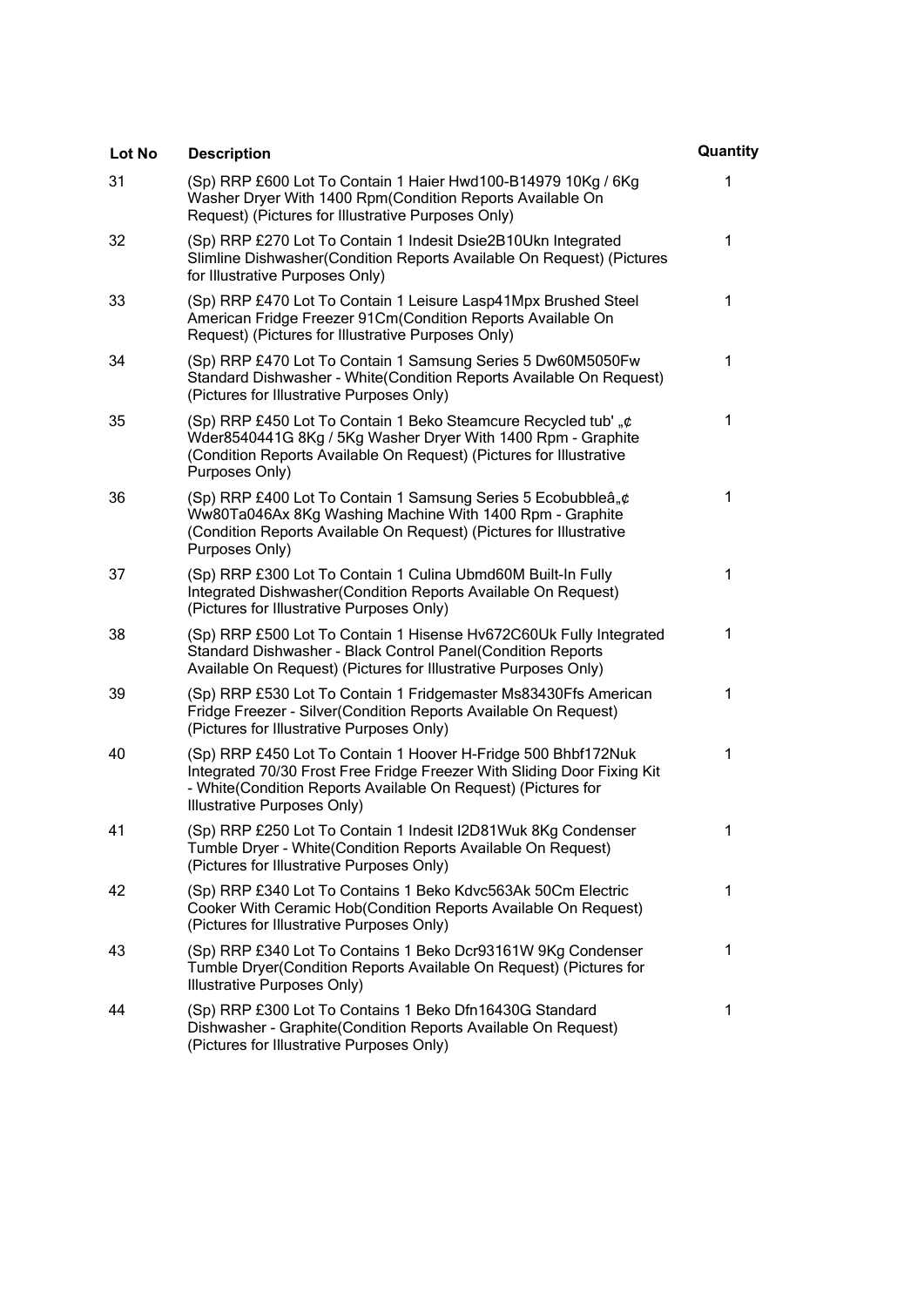| Lot No | Description | Quantity |
| --- | --- | --- |
| 31 | (Sp) RRP £600 Lot To Contain 1 Haier Hwd100-B14979 10Kg / 6Kg Washer Dryer With 1400 Rpm(Condition Reports Available On Request) (Pictures for Illustrative Purposes Only) | 1 |
| 32 | (Sp) RRP £270 Lot To Contain 1 Indesit Dsie2B10Ukn Integrated Slimline Dishwasher(Condition Reports Available On Request) (Pictures for Illustrative Purposes Only) | 1 |
| 33 | (Sp) RRP £470 Lot To Contain 1 Leisure Lasp41Mpx Brushed Steel American Fridge Freezer 91Cm(Condition Reports Available On Request) (Pictures for Illustrative Purposes Only) | 1 |
| 34 | (Sp) RRP £470 Lot To Contain 1 Samsung Series 5 Dw60M5050Fw Standard Dishwasher - White(Condition Reports Available On Request) (Pictures for Illustrative Purposes Only) | 1 |
| 35 | (Sp) RRP £450 Lot To Contain 1 Beko Steamcure Recycled tub' „¢ Wder8540441G 8Kg / 5Kg Washer Dryer With 1400 Rpm - Graphite (Condition Reports Available On Request) (Pictures for Illustrative Purposes Only) | 1 |
| 36 | (Sp) RRP £400 Lot To Contain 1 Samsung Series 5 Ecobubbleâ„¢ Ww80Ta046Ax 8Kg Washing Machine With 1400 Rpm - Graphite (Condition Reports Available On Request) (Pictures for Illustrative Purposes Only) | 1 |
| 37 | (Sp) RRP £300 Lot To Contain 1 Culina Ubmd60M Built-In Fully Integrated Dishwasher(Condition Reports Available On Request) (Pictures for Illustrative Purposes Only) | 1 |
| 38 | (Sp) RRP £500 Lot To Contain 1 Hisense Hv672C60Uk Fully Integrated Standard Dishwasher - Black Control Panel(Condition Reports Available On Request) (Pictures for Illustrative Purposes Only) | 1 |
| 39 | (Sp) RRP £530 Lot To Contain 1 Fridgemaster Ms83430Ffs American Fridge Freezer - Silver(Condition Reports Available On Request) (Pictures for Illustrative Purposes Only) | 1 |
| 40 | (Sp) RRP £450 Lot To Contain 1 Hoover H-Fridge 500 Bhbf172Nuk Integrated 70/30 Frost Free Fridge Freezer With Sliding Door Fixing Kit - White(Condition Reports Available On Request) (Pictures for Illustrative Purposes Only) | 1 |
| 41 | (Sp) RRP £250 Lot To Contain 1 Indesit I2D81Wuk 8Kg Condenser Tumble Dryer - White(Condition Reports Available On Request) (Pictures for Illustrative Purposes Only) | 1 |
| 42 | (Sp) RRP £340 Lot To Contains 1 Beko Kdvc563Ak 50Cm Electric Cooker With Ceramic Hob(Condition Reports Available On Request) (Pictures for Illustrative Purposes Only) | 1 |
| 43 | (Sp) RRP £340 Lot To Contains 1 Beko Dcr93161W 9Kg Condenser Tumble Dryer(Condition Reports Available On Request) (Pictures for Illustrative Purposes Only) | 1 |
| 44 | (Sp) RRP £300 Lot To Contains 1 Beko Dfn16430G Standard Dishwasher - Graphite(Condition Reports Available On Request) (Pictures for Illustrative Purposes Only) | 1 |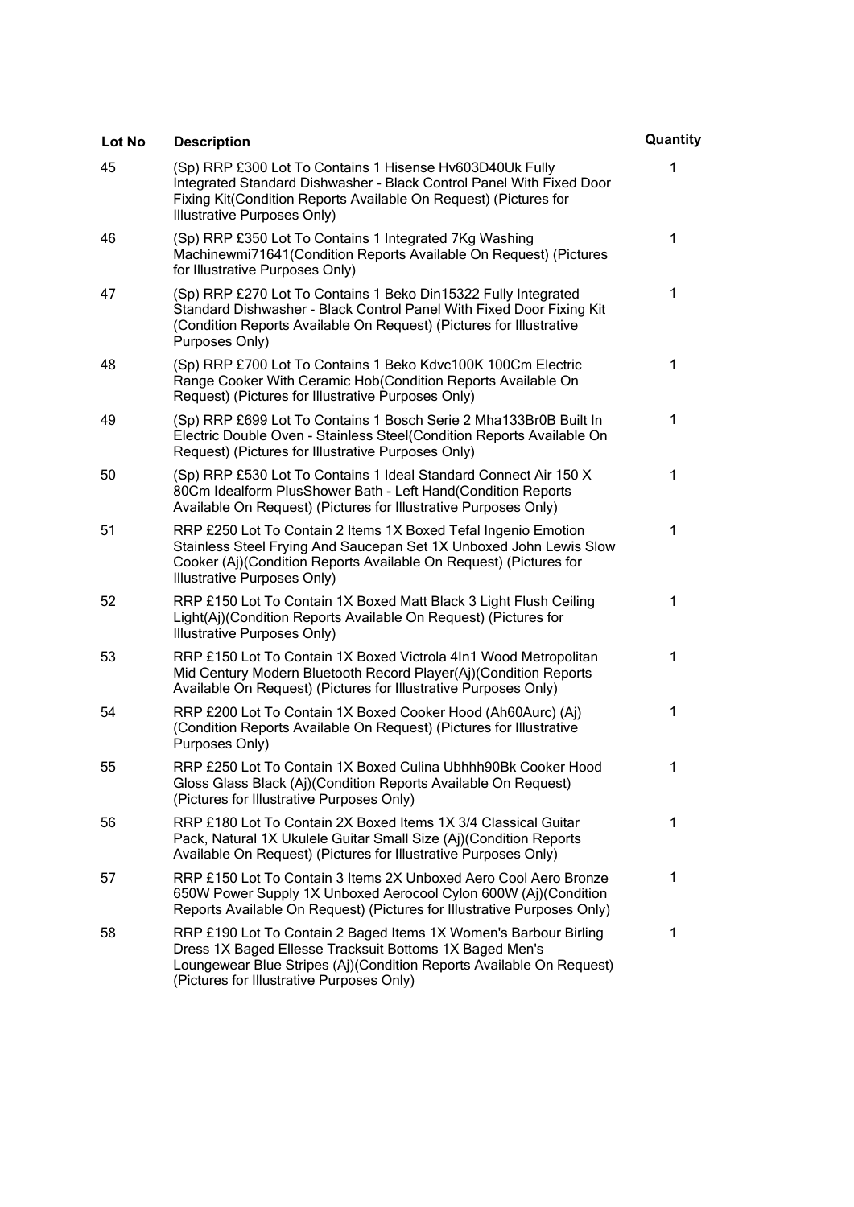| Lot No | Description | Quantity |
| --- | --- | --- |
| 45 | (Sp) RRP £300 Lot To Contains 1 Hisense Hv603D40Uk Fully Integrated Standard Dishwasher - Black Control Panel With Fixed Door Fixing Kit(Condition Reports Available On Request) (Pictures for Illustrative Purposes Only) | 1 |
| 46 | (Sp) RRP £350 Lot To Contains 1 Integrated 7Kg Washing Machinewmi71641(Condition Reports Available On Request) (Pictures for Illustrative Purposes Only) | 1 |
| 47 | (Sp) RRP £270 Lot To Contains 1 Beko Din15322 Fully Integrated Standard Dishwasher - Black Control Panel With Fixed Door Fixing Kit (Condition Reports Available On Request) (Pictures for Illustrative Purposes Only) | 1 |
| 48 | (Sp) RRP £700 Lot To Contains 1 Beko Kdvc100K 100Cm Electric Range Cooker With Ceramic Hob(Condition Reports Available On Request) (Pictures for Illustrative Purposes Only) | 1 |
| 49 | (Sp) RRP £699 Lot To Contains 1 Bosch Serie 2 Mha133Br0B Built In Electric Double Oven - Stainless Steel(Condition Reports Available On Request) (Pictures for Illustrative Purposes Only) | 1 |
| 50 | (Sp) RRP £530 Lot To Contains 1 Ideal Standard Connect Air 150 X 80Cm Idealform PlusShower Bath - Left Hand(Condition Reports Available On Request) (Pictures for Illustrative Purposes Only) | 1 |
| 51 | RRP £250 Lot To Contain 2 Items 1X Boxed Tefal Ingenio Emotion Stainless Steel Frying And Saucepan Set 1X Unboxed John Lewis Slow Cooker (Aj)(Condition Reports Available On Request) (Pictures for Illustrative Purposes Only) | 1 |
| 52 | RRP £150 Lot To Contain 1X Boxed Matt Black 3 Light Flush Ceiling Light(Aj)(Condition Reports Available On Request) (Pictures for Illustrative Purposes Only) | 1 |
| 53 | RRP £150 Lot To Contain 1X Boxed Victrola 4In1 Wood Metropolitan Mid Century Modern Bluetooth Record Player(Aj)(Condition Reports Available On Request) (Pictures for Illustrative Purposes Only) | 1 |
| 54 | RRP £200 Lot To Contain 1X Boxed Cooker Hood (Ah60Aurc) (Aj) (Condition Reports Available On Request) (Pictures for Illustrative Purposes Only) | 1 |
| 55 | RRP £250 Lot To Contain 1X Boxed Culina Ubhhh90Bk Cooker Hood Gloss Glass Black (Aj)(Condition Reports Available On Request) (Pictures for Illustrative Purposes Only) | 1 |
| 56 | RRP £180 Lot To Contain 2X Boxed Items 1X 3/4 Classical Guitar Pack, Natural 1X Ukulele Guitar Small Size (Aj)(Condition Reports Available On Request) (Pictures for Illustrative Purposes Only) | 1 |
| 57 | RRP £150 Lot To Contain 3 Items 2X Unboxed Aero Cool Aero Bronze 650W Power Supply 1X Unboxed Aerocool Cylon 600W (Aj)(Condition Reports Available On Request) (Pictures for Illustrative Purposes Only) | 1 |
| 58 | RRP £190 Lot To Contain 2 Baged Items 1X Women's Barbour Birling Dress 1X Baged Ellesse Tracksuit Bottoms 1X Baged Men's Loungewear Blue Stripes (Aj)(Condition Reports Available On Request) (Pictures for Illustrative Purposes Only) | 1 |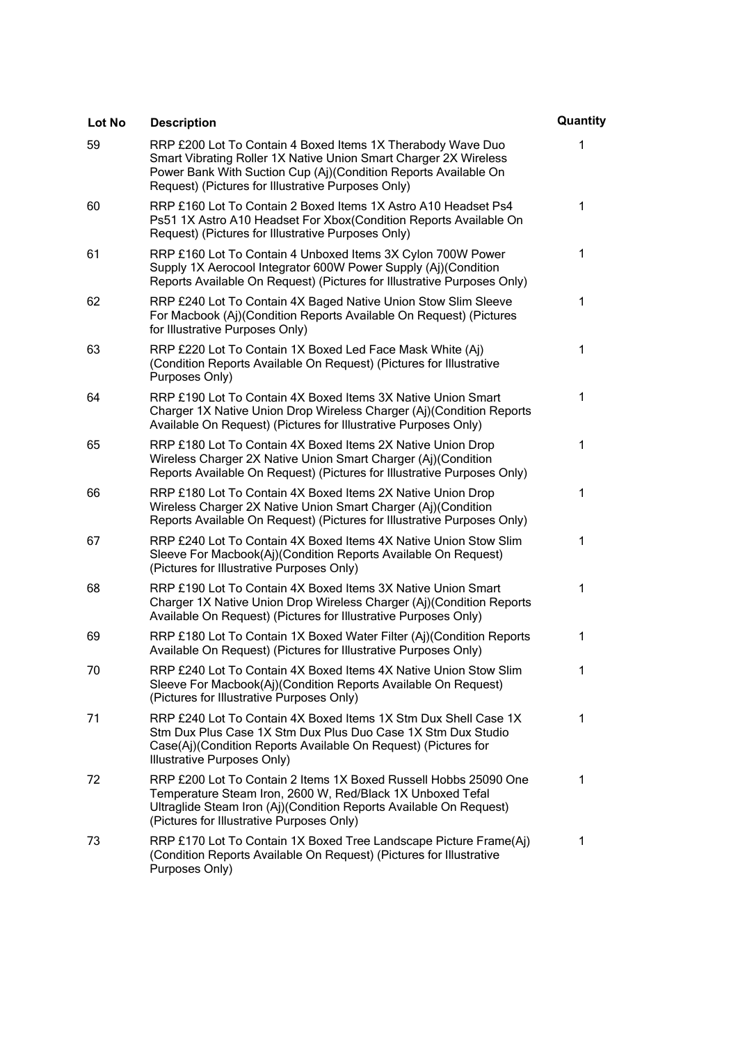| Lot No | Description | Quantity |
| --- | --- | --- |
| 59 | RRP £200 Lot To Contain 4 Boxed Items 1X Therabody Wave Duo Smart Vibrating Roller 1X Native Union Smart Charger 2X Wireless Power Bank With Suction Cup (Aj)(Condition Reports Available On Request) (Pictures for Illustrative Purposes Only) | 1 |
| 60 | RRP £160 Lot To Contain 2 Boxed Items 1X Astro A10 Headset Ps4 Ps51 1X Astro A10 Headset For Xbox(Condition Reports Available On Request) (Pictures for Illustrative Purposes Only) | 1 |
| 61 | RRP £160 Lot To Contain 4 Unboxed Items 3X Cylon 700W Power Supply 1X Aerocool Integrator 600W Power Supply (Aj)(Condition Reports Available On Request) (Pictures for Illustrative Purposes Only) | 1 |
| 62 | RRP £240 Lot To Contain 4X Baged Native Union Stow Slim Sleeve For Macbook (Aj)(Condition Reports Available On Request) (Pictures for Illustrative Purposes Only) | 1 |
| 63 | RRP £220 Lot To Contain 1X Boxed Led Face Mask White (Aj) (Condition Reports Available On Request) (Pictures for Illustrative Purposes Only) | 1 |
| 64 | RRP £190 Lot To Contain 4X Boxed Items 3X Native Union Smart Charger 1X Native Union Drop Wireless Charger (Aj)(Condition Reports Available On Request) (Pictures for Illustrative Purposes Only) | 1 |
| 65 | RRP £180 Lot To Contain 4X Boxed Items 2X Native Union Drop Wireless Charger 2X Native Union Smart Charger (Aj)(Condition Reports Available On Request) (Pictures for Illustrative Purposes Only) | 1 |
| 66 | RRP £180 Lot To Contain 4X Boxed Items 2X Native Union Drop Wireless Charger 2X Native Union Smart Charger (Aj)(Condition Reports Available On Request) (Pictures for Illustrative Purposes Only) | 1 |
| 67 | RRP £240 Lot To Contain 4X Boxed Items 4X Native Union Stow Slim Sleeve For Macbook(Aj)(Condition Reports Available On Request) (Pictures for Illustrative Purposes Only) | 1 |
| 68 | RRP £190 Lot To Contain 4X Boxed Items 3X Native Union Smart Charger 1X Native Union Drop Wireless Charger (Aj)(Condition Reports Available On Request) (Pictures for Illustrative Purposes Only) | 1 |
| 69 | RRP £180 Lot To Contain 1X Boxed Water Filter (Aj)(Condition Reports Available On Request) (Pictures for Illustrative Purposes Only) | 1 |
| 70 | RRP £240 Lot To Contain 4X Boxed Items 4X Native Union Stow Slim Sleeve For Macbook(Aj)(Condition Reports Available On Request) (Pictures for Illustrative Purposes Only) | 1 |
| 71 | RRP £240 Lot To Contain 4X Boxed Items 1X Stm Dux Shell Case 1X Stm Dux Plus Case 1X Stm Dux Plus Duo Case 1X Stm Dux Studio Case(Aj)(Condition Reports Available On Request) (Pictures for Illustrative Purposes Only) | 1 |
| 72 | RRP £200 Lot To Contain 2 Items 1X Boxed Russell Hobbs 25090 One Temperature Steam Iron, 2600 W, Red/Black 1X Unboxed Tefal Ultraglide Steam Iron (Aj)(Condition Reports Available On Request) (Pictures for Illustrative Purposes Only) | 1 |
| 73 | RRP £170 Lot To Contain 1X Boxed Tree Landscape Picture Frame(Aj) (Condition Reports Available On Request) (Pictures for Illustrative Purposes Only) | 1 |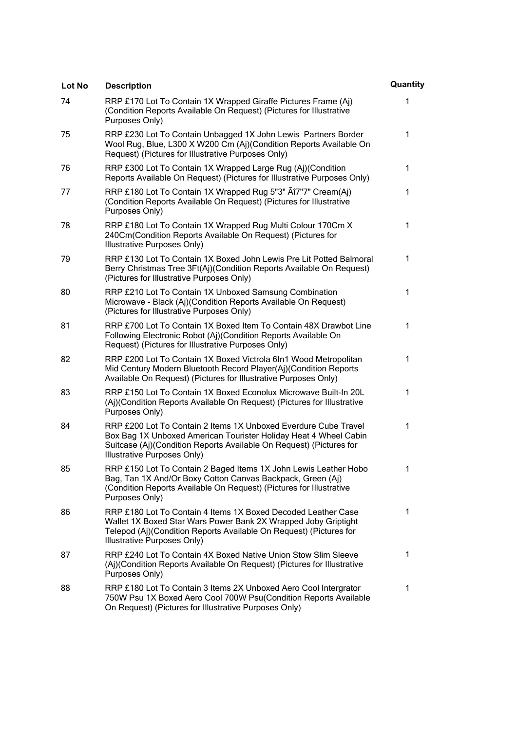| Lot No | Description | Quantity |
| --- | --- | --- |
| 74 | RRP £170 Lot To Contain 1X Wrapped Giraffe Pictures Frame (Aj) (Condition Reports Available On Request) (Pictures for Illustrative Purposes Only) | 1 |
| 75 | RRP £230 Lot To Contain Unbagged 1X John Lewis Partners Border Wool Rug, Blue, L300 X W200 Cm (Aj)(Condition Reports Available On Request) (Pictures for Illustrative Purposes Only) | 1 |
| 76 | RRP £300 Lot To Contain 1X Wrapped Large Rug (Aj)(Condition Reports Available On Request) (Pictures for Illustrative Purposes Only) | 1 |
| 77 | RRP £180 Lot To Contain 1X Wrapped Rug 5"3" Ãî7"7" Cream(Aj) (Condition Reports Available On Request) (Pictures for Illustrative Purposes Only) | 1 |
| 78 | RRP £180 Lot To Contain 1X Wrapped Rug Multi Colour 170Cm X 240Cm(Condition Reports Available On Request) (Pictures for Illustrative Purposes Only) | 1 |
| 79 | RRP £130 Lot To Contain 1X Boxed John Lewis Pre Lit Potted Balmoral Berry Christmas Tree 3Ft(Aj)(Condition Reports Available On Request) (Pictures for Illustrative Purposes Only) | 1 |
| 80 | RRP £210 Lot To Contain 1X Unboxed Samsung Combination Microwave - Black (Aj)(Condition Reports Available On Request) (Pictures for Illustrative Purposes Only) | 1 |
| 81 | RRP £700 Lot To Contain 1X Boxed Item To Contain 48X Drawbot Line Following Electronic Robot (Aj)(Condition Reports Available On Request) (Pictures for Illustrative Purposes Only) | 1 |
| 82 | RRP £200 Lot To Contain 1X Boxed Victrola 6In1 Wood Metropolitan Mid Century Modern Bluetooth Record Player(Aj)(Condition Reports Available On Request) (Pictures for Illustrative Purposes Only) | 1 |
| 83 | RRP £150 Lot To Contain 1X Boxed Econolux Microwave Built-In 20L (Aj)(Condition Reports Available On Request) (Pictures for Illustrative Purposes Only) | 1 |
| 84 | RRP £200 Lot To Contain 2 Items 1X Unboxed Everdure Cube Travel Box Bag 1X Unboxed American Tourister Holiday Heat 4 Wheel Cabin Suitcase (Aj)(Condition Reports Available On Request) (Pictures for Illustrative Purposes Only) | 1 |
| 85 | RRP £150 Lot To Contain 2 Baged Items 1X John Lewis Leather Hobo Bag, Tan 1X And/Or Boxy Cotton Canvas Backpack, Green (Aj) (Condition Reports Available On Request) (Pictures for Illustrative Purposes Only) | 1 |
| 86 | RRP £180 Lot To Contain 4 Items 1X Boxed Decoded Leather Case Wallet 1X Boxed Star Wars Power Bank 2X Wrapped Joby Griptight Telepod (Aj)(Condition Reports Available On Request) (Pictures for Illustrative Purposes Only) | 1 |
| 87 | RRP £240 Lot To Contain 4X Boxed Native Union Stow Slim Sleeve (Aj)(Condition Reports Available On Request) (Pictures for Illustrative Purposes Only) | 1 |
| 88 | RRP £180 Lot To Contain 3 Items 2X Unboxed Aero Cool Intergrator 750W Psu 1X Boxed Aero Cool 700W Psu(Condition Reports Available On Request) (Pictures for Illustrative Purposes Only) | 1 |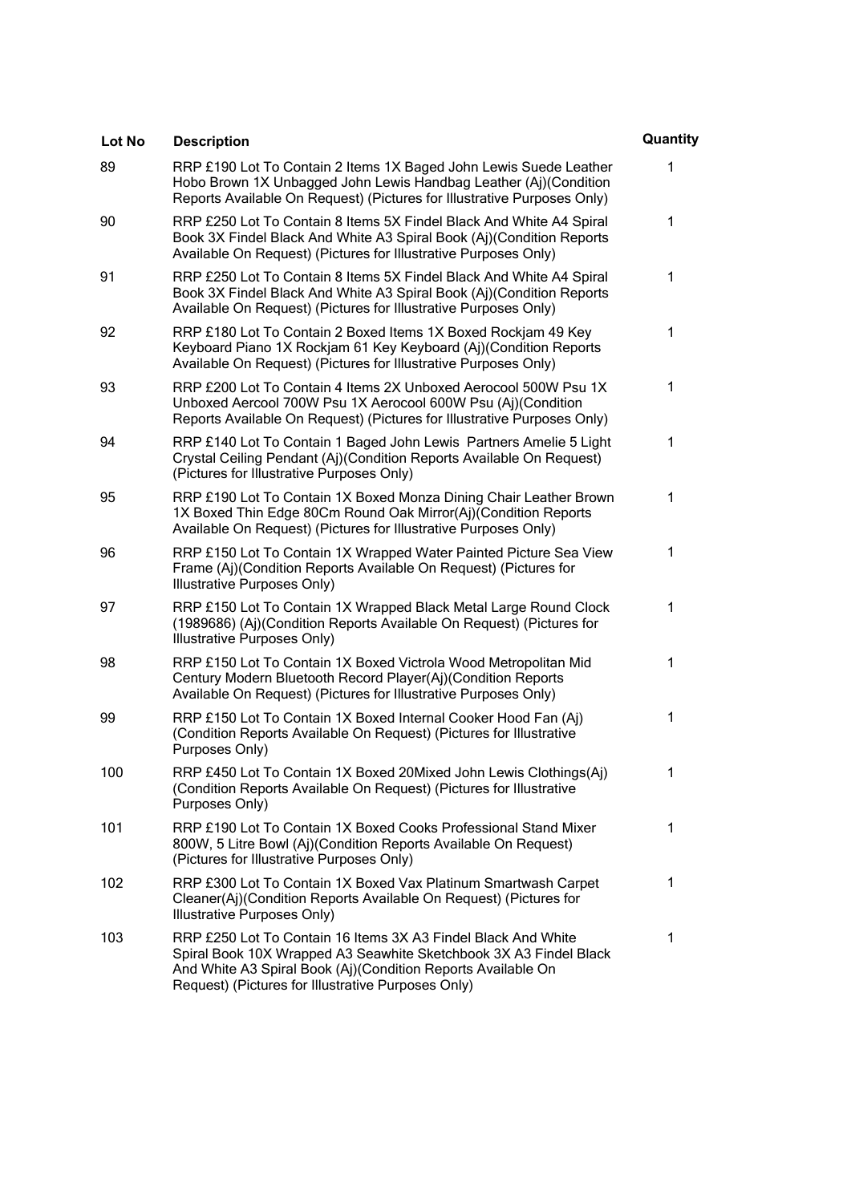| Lot No | Description | Quantity |
| --- | --- | --- |
| 89 | RRP £190 Lot To Contain 2 Items 1X Baged John Lewis Suede Leather Hobo Brown 1X Unbagged John Lewis Handbag Leather (Aj)(Condition Reports Available On Request) (Pictures for Illustrative Purposes Only) | 1 |
| 90 | RRP £250 Lot To Contain 8 Items 5X Findel Black And White A4 Spiral Book 3X Findel Black And White A3 Spiral Book (Aj)(Condition Reports Available On Request) (Pictures for Illustrative Purposes Only) | 1 |
| 91 | RRP £250 Lot To Contain 8 Items 5X Findel Black And White A4 Spiral Book 3X Findel Black And White A3 Spiral Book (Aj)(Condition Reports Available On Request) (Pictures for Illustrative Purposes Only) | 1 |
| 92 | RRP £180 Lot To Contain 2 Boxed Items 1X Boxed Rockjam 49 Key Keyboard Piano 1X Rockjam 61 Key Keyboard (Aj)(Condition Reports Available On Request) (Pictures for Illustrative Purposes Only) | 1 |
| 93 | RRP £200 Lot To Contain 4 Items 2X Unboxed Aerocool 500W Psu 1X Unboxed Aercool 700W Psu 1X Aerocool 600W Psu (Aj)(Condition Reports Available On Request) (Pictures for Illustrative Purposes Only) | 1 |
| 94 | RRP £140 Lot To Contain 1 Baged John Lewis Partners Amelie 5 Light Crystal Ceiling Pendant (Aj)(Condition Reports Available On Request) (Pictures for Illustrative Purposes Only) | 1 |
| 95 | RRP £190 Lot To Contain 1X Boxed Monza Dining Chair Leather Brown 1X Boxed Thin Edge 80Cm Round Oak Mirror(Aj)(Condition Reports Available On Request) (Pictures for Illustrative Purposes Only) | 1 |
| 96 | RRP £150 Lot To Contain 1X Wrapped Water Painted Picture Sea View Frame (Aj)(Condition Reports Available On Request) (Pictures for Illustrative Purposes Only) | 1 |
| 97 | RRP £150 Lot To Contain 1X Wrapped Black Metal Large Round Clock (1989686) (Aj)(Condition Reports Available On Request) (Pictures for Illustrative Purposes Only) | 1 |
| 98 | RRP £150 Lot To Contain 1X Boxed Victrola Wood Metropolitan Mid Century Modern Bluetooth Record Player(Aj)(Condition Reports Available On Request) (Pictures for Illustrative Purposes Only) | 1 |
| 99 | RRP £150 Lot To Contain 1X Boxed Internal Cooker Hood Fan (Aj) (Condition Reports Available On Request) (Pictures for Illustrative Purposes Only) | 1 |
| 100 | RRP £450 Lot To Contain 1X Boxed 20Mixed John Lewis Clothings(Aj) (Condition Reports Available On Request) (Pictures for Illustrative Purposes Only) | 1 |
| 101 | RRP £190 Lot To Contain 1X Boxed Cooks Professional Stand Mixer 800W, 5 Litre Bowl (Aj)(Condition Reports Available On Request) (Pictures for Illustrative Purposes Only) | 1 |
| 102 | RRP £300 Lot To Contain 1X Boxed Vax Platinum Smartwash Carpet Cleaner(Aj)(Condition Reports Available On Request) (Pictures for Illustrative Purposes Only) | 1 |
| 103 | RRP £250 Lot To Contain 16 Items 3X A3 Findel Black And White Spiral Book 10X Wrapped A3 Seawhite Sketchbook 3X A3 Findel Black And White A3 Spiral Book (Aj)(Condition Reports Available On Request) (Pictures for Illustrative Purposes Only) | 1 |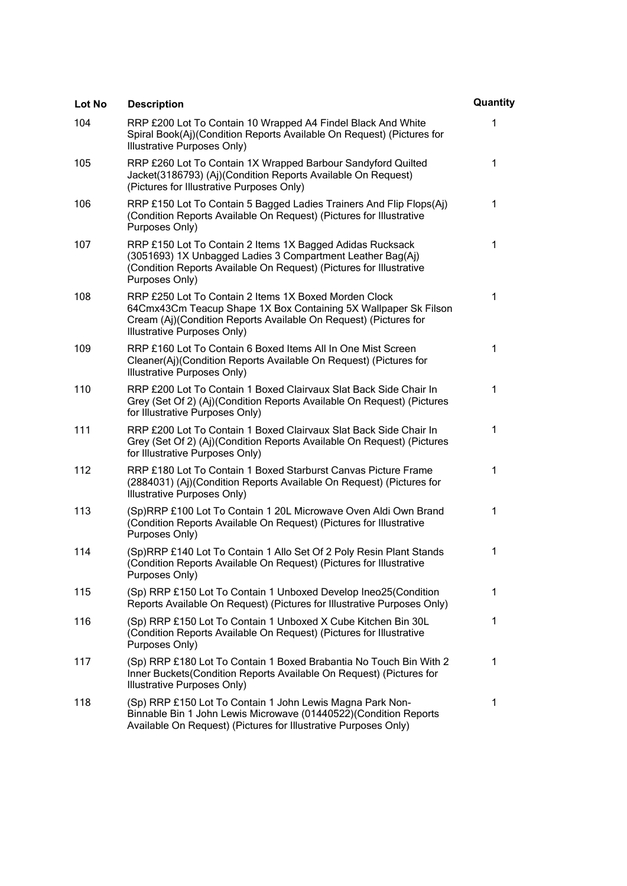| Lot No | Description | Quantity |
|---|---|---|
| 104 | RRP £200 Lot To Contain 10 Wrapped A4 Findel Black And White Spiral Book(Aj)(Condition Reports Available On Request) (Pictures for Illustrative Purposes Only) | 1 |
| 105 | RRP £260 Lot To Contain 1X Wrapped Barbour Sandyford Quilted Jacket(3186793) (Aj)(Condition Reports Available On Request) (Pictures for Illustrative Purposes Only) | 1 |
| 106 | RRP £150 Lot To Contain 5 Bagged Ladies Trainers And Flip Flops(Aj) (Condition Reports Available On Request) (Pictures for Illustrative Purposes Only) | 1 |
| 107 | RRP £150 Lot To Contain 2 Items 1X Bagged Adidas Rucksack (3051693) 1X Unbagged Ladies 3 Compartment Leather Bag(Aj) (Condition Reports Available On Request) (Pictures for Illustrative Purposes Only) | 1 |
| 108 | RRP £250 Lot To Contain 2 Items 1X Boxed Morden Clock 64Cmx43Cm Teacup Shape 1X Box Containing 5X Wallpaper Sk Filson Cream (Aj)(Condition Reports Available On Request) (Pictures for Illustrative Purposes Only) | 1 |
| 109 | RRP £160 Lot To Contain 6 Boxed Items All In One Mist Screen Cleaner(Aj)(Condition Reports Available On Request) (Pictures for Illustrative Purposes Only) | 1 |
| 110 | RRP £200 Lot To Contain 1 Boxed Clairvaux Slat Back Side Chair In Grey (Set Of 2) (Aj)(Condition Reports Available On Request) (Pictures for Illustrative Purposes Only) | 1 |
| 111 | RRP £200 Lot To Contain 1 Boxed Clairvaux Slat Back Side Chair In Grey (Set Of 2) (Aj)(Condition Reports Available On Request) (Pictures for Illustrative Purposes Only) | 1 |
| 112 | RRP £180 Lot To Contain 1 Boxed Starburst Canvas Picture Frame (2884031) (Aj)(Condition Reports Available On Request) (Pictures for Illustrative Purposes Only) | 1 |
| 113 | (Sp)RRP £100 Lot To Contain 1 20L Microwave Oven Aldi Own Brand (Condition Reports Available On Request) (Pictures for Illustrative Purposes Only) | 1 |
| 114 | (Sp)RRP £140 Lot To Contain 1 Allo Set Of 2 Poly Resin Plant Stands (Condition Reports Available On Request) (Pictures for Illustrative Purposes Only) | 1 |
| 115 | (Sp) RRP £150 Lot To Contain 1 Unboxed Develop Ineo25(Condition Reports Available On Request) (Pictures for Illustrative Purposes Only) | 1 |
| 116 | (Sp) RRP £150 Lot To Contain 1 Unboxed X Cube Kitchen Bin 30L (Condition Reports Available On Request) (Pictures for Illustrative Purposes Only) | 1 |
| 117 | (Sp) RRP £180 Lot To Contain 1 Boxed Brabantia No Touch Bin With 2 Inner Buckets(Condition Reports Available On Request) (Pictures for Illustrative Purposes Only) | 1 |
| 118 | (Sp) RRP £150 Lot To Contain 1 John Lewis Magna Park Non-Binnable Bin 1 John Lewis Microwave (01440522)(Condition Reports Available On Request) (Pictures for Illustrative Purposes Only) | 1 |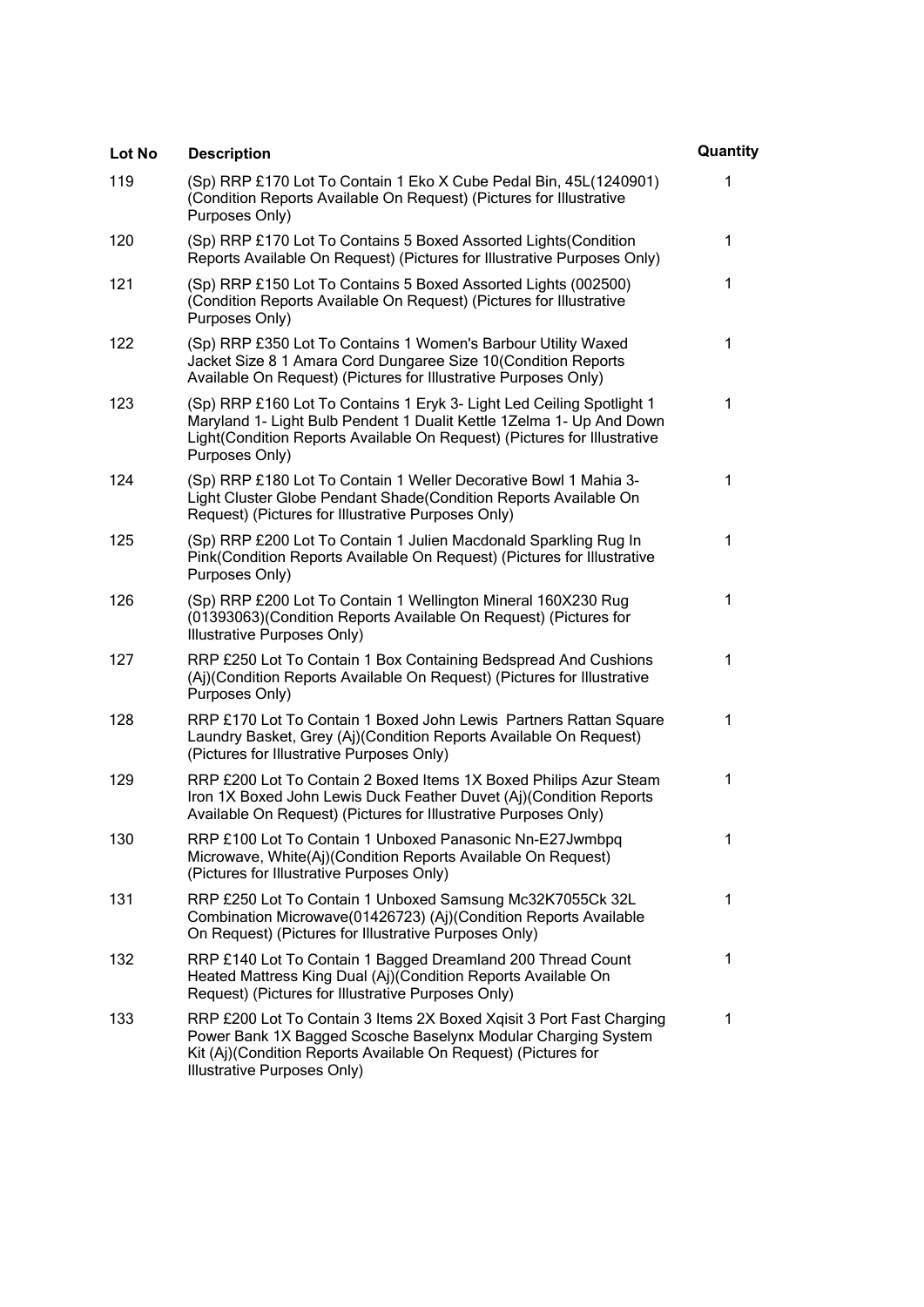| Lot No | Description | Quantity |
|---|---|---|
| 119 | (Sp) RRP £170 Lot To Contain 1 Eko X Cube Pedal Bin, 45L(1240901) (Condition Reports Available On Request) (Pictures for Illustrative Purposes Only) | 1 |
| 120 | (Sp) RRP £170 Lot To Contains 5 Boxed Assorted Lights(Condition Reports Available On Request) (Pictures for Illustrative Purposes Only) | 1 |
| 121 | (Sp) RRP £150 Lot To Contains 5 Boxed Assorted Lights (002500) (Condition Reports Available On Request) (Pictures for Illustrative Purposes Only) | 1 |
| 122 | (Sp) RRP £350 Lot To Contains 1 Women's Barbour Utility Waxed Jacket Size 8 1 Amara Cord Dungaree Size 10(Condition Reports Available On Request) (Pictures for Illustrative Purposes Only) | 1 |
| 123 | (Sp) RRP £160 Lot To Contains 1 Eryk 3- Light Led Ceiling Spotlight 1 Maryland 1- Light Bulb Pendent 1 Dualit Kettle 1Zelma 1- Up And Down Light(Condition Reports Available On Request) (Pictures for Illustrative Purposes Only) | 1 |
| 124 | (Sp) RRP £180 Lot To Contain 1 Weller Decorative Bowl 1 Mahia 3- Light Cluster Globe Pendant Shade(Condition Reports Available On Request) (Pictures for Illustrative Purposes Only) | 1 |
| 125 | (Sp) RRP £200 Lot To Contain 1 Julien Macdonald Sparkling Rug In Pink(Condition Reports Available On Request) (Pictures for Illustrative Purposes Only) | 1 |
| 126 | (Sp) RRP £200 Lot To Contain 1 Wellington Mineral 160X230 Rug (01393063)(Condition Reports Available On Request) (Pictures for Illustrative Purposes Only) | 1 |
| 127 | RRP £250 Lot To Contain 1 Box Containing Bedspread And Cushions (Aj)(Condition Reports Available On Request) (Pictures for Illustrative Purposes Only) | 1 |
| 128 | RRP £170 Lot To Contain 1 Boxed John Lewis Partners Rattan Square Laundry Basket, Grey (Aj)(Condition Reports Available On Request) (Pictures for Illustrative Purposes Only) | 1 |
| 129 | RRP £200 Lot To Contain 2 Boxed Items 1X Boxed Philips Azur Steam Iron 1X Boxed John Lewis Duck Feather Duvet (Aj)(Condition Reports Available On Request) (Pictures for Illustrative Purposes Only) | 1 |
| 130 | RRP £100 Lot To Contain 1 Unboxed Panasonic Nn-E27Jwmbpq Microwave, White(Aj)(Condition Reports Available On Request) (Pictures for Illustrative Purposes Only) | 1 |
| 131 | RRP £250 Lot To Contain 1 Unboxed Samsung Mc32K7055Ck 32L Combination Microwave(01426723) (Aj)(Condition Reports Available On Request) (Pictures for Illustrative Purposes Only) | 1 |
| 132 | RRP £140 Lot To Contain 1 Bagged Dreamland 200 Thread Count Heated Mattress King Dual (Aj)(Condition Reports Available On Request) (Pictures for Illustrative Purposes Only) | 1 |
| 133 | RRP £200 Lot To Contain 3 Items 2X Boxed Xqisit 3 Port Fast Charging Power Bank 1X Bagged Scosche Baselynx Modular Charging System Kit (Aj)(Condition Reports Available On Request) (Pictures for Illustrative Purposes Only) | 1 |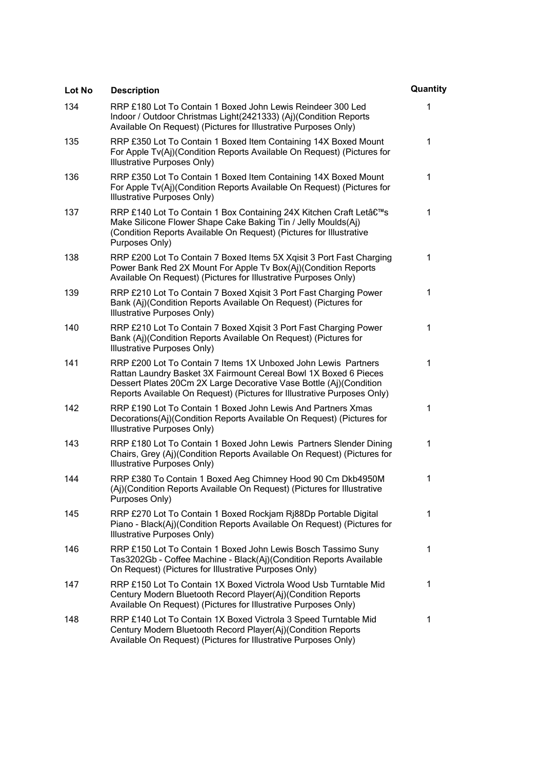| Lot No | Description | Quantity |
| --- | --- | --- |
| 134 | RRP £180 Lot To Contain 1 Boxed John Lewis Reindeer 300 Led Indoor / Outdoor Christmas Light(2421333) (Aj)(Condition Reports Available On Request) (Pictures for Illustrative Purposes Only) | 1 |
| 135 | RRP £350 Lot To Contain 1 Boxed Item Containing 14X Boxed Mount For Apple Tv(Aj)(Condition Reports Available On Request) (Pictures for Illustrative Purposes Only) | 1 |
| 136 | RRP £350 Lot To Contain 1 Boxed Item Containing 14X Boxed Mount For Apple Tv(Aj)(Condition Reports Available On Request) (Pictures for Illustrative Purposes Only) | 1 |
| 137 | RRP £140 Lot To Contain 1 Box Containing 24X Kitchen Craft Letâ€™s Make Silicone Flower Shape Cake Baking Tin / Jelly Moulds(Aj) (Condition Reports Available On Request) (Pictures for Illustrative Purposes Only) | 1 |
| 138 | RRP £200 Lot To Contain 7 Boxed Items 5X Xqisit 3 Port Fast Charging Power Bank Red 2X Mount For Apple Tv Box(Aj)(Condition Reports Available On Request) (Pictures for Illustrative Purposes Only) | 1 |
| 139 | RRP £210 Lot To Contain 7 Boxed Xqisit 3 Port Fast Charging Power Bank (Aj)(Condition Reports Available On Request) (Pictures for Illustrative Purposes Only) | 1 |
| 140 | RRP £210 Lot To Contain 7 Boxed Xqisit 3 Port Fast Charging Power Bank (Aj)(Condition Reports Available On Request) (Pictures for Illustrative Purposes Only) | 1 |
| 141 | RRP £200 Lot To Contain 7 Items 1X Unboxed John Lewis Partners Rattan Laundry Basket 3X Fairmount Cereal Bowl 1X Boxed 6 Pieces Dessert Plates 20Cm 2X Large Decorative Vase Bottle (Aj)(Condition Reports Available On Request) (Pictures for Illustrative Purposes Only) | 1 |
| 142 | RRP £190 Lot To Contain 1 Boxed John Lewis And Partners Xmas Decorations(Aj)(Condition Reports Available On Request) (Pictures for Illustrative Purposes Only) | 1 |
| 143 | RRP £180 Lot To Contain 1 Boxed John Lewis Partners Slender Dining Chairs, Grey (Aj)(Condition Reports Available On Request) (Pictures for Illustrative Purposes Only) | 1 |
| 144 | RRP £380 To Contain 1 Boxed Aeg Chimney Hood 90 Cm Dkb4950M (Aj)(Condition Reports Available On Request) (Pictures for Illustrative Purposes Only) | 1 |
| 145 | RRP £270 Lot To Contain 1 Boxed Rockjam Rj88Dp Portable Digital Piano - Black(Aj)(Condition Reports Available On Request) (Pictures for Illustrative Purposes Only) | 1 |
| 146 | RRP £150 Lot To Contain 1 Boxed John Lewis Bosch Tassimo Suny Tas3202Gb - Coffee Machine - Black(Aj)(Condition Reports Available On Request) (Pictures for Illustrative Purposes Only) | 1 |
| 147 | RRP £150 Lot To Contain 1X Boxed Victrola Wood Usb Turntable Mid Century Modern Bluetooth Record Player(Aj)(Condition Reports Available On Request) (Pictures for Illustrative Purposes Only) | 1 |
| 148 | RRP £140 Lot To Contain 1X Boxed Victrola 3 Speed Turntable Mid Century Modern Bluetooth Record Player(Aj)(Condition Reports Available On Request) (Pictures for Illustrative Purposes Only) | 1 |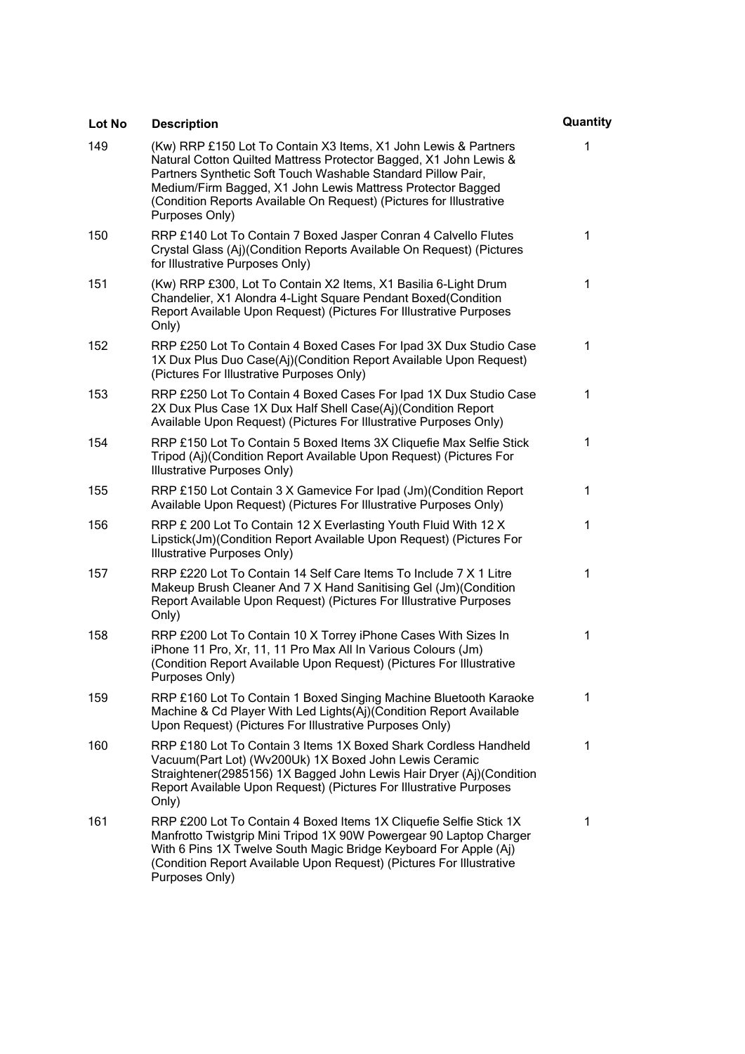| Lot No | Description | Quantity |
|---|---|---|
| 149 | (Kw) RRP £150 Lot To Contain X3 Items, X1 John Lewis & Partners Natural Cotton Quilted Mattress Protector Bagged, X1 John Lewis & Partners Synthetic Soft Touch Washable Standard Pillow Pair, Medium/Firm Bagged, X1 John Lewis Mattress Protector Bagged (Condition Reports Available On Request) (Pictures for Illustrative Purposes Only) | 1 |
| 150 | RRP £140 Lot To Contain 7 Boxed Jasper Conran 4 Calvello Flutes Crystal Glass (Aj)(Condition Reports Available On Request) (Pictures for Illustrative Purposes Only) | 1 |
| 151 | (Kw) RRP £300, Lot To Contain X2 Items, X1 Basilia 6-Light Drum Chandelier, X1 Alondra 4-Light Square Pendant Boxed(Condition Report Available Upon Request) (Pictures For Illustrative Purposes Only) | 1 |
| 152 | RRP £250 Lot To Contain 4 Boxed Cases For Ipad 3X Dux Studio Case 1X Dux Plus Duo Case(Aj)(Condition Report Available Upon Request) (Pictures For Illustrative Purposes Only) | 1 |
| 153 | RRP £250 Lot To Contain 4 Boxed Cases For Ipad 1X Dux Studio Case 2X Dux Plus Case 1X Dux Half Shell Case(Aj)(Condition Report Available Upon Request) (Pictures For Illustrative Purposes Only) | 1 |
| 154 | RRP £150 Lot To Contain 5 Boxed Items 3X Cliquefie Max Selfie Stick Tripod (Aj)(Condition Report Available Upon Request) (Pictures For Illustrative Purposes Only) | 1 |
| 155 | RRP £150 Lot Contain 3 X Gamevice For Ipad (Jm)(Condition Report Available Upon Request) (Pictures For Illustrative Purposes Only) | 1 |
| 156 | RRP £ 200 Lot To Contain 12 X Everlasting Youth Fluid With 12 X Lipstick(Jm)(Condition Report Available Upon Request) (Pictures For Illustrative Purposes Only) | 1 |
| 157 | RRP £220 Lot To Contain 14 Self Care Items To Include 7 X 1 Litre Makeup Brush Cleaner And 7 X Hand Sanitising Gel (Jm)(Condition Report Available Upon Request) (Pictures For Illustrative Purposes Only) | 1 |
| 158 | RRP £200 Lot To Contain 10 X Torrey iPhone Cases With Sizes In iPhone 11 Pro, Xr, 11, 11 Pro Max All In Various Colours (Jm) (Condition Report Available Upon Request) (Pictures For Illustrative Purposes Only) | 1 |
| 159 | RRP £160 Lot To Contain 1 Boxed Singing Machine Bluetooth Karaoke Machine & Cd Player With Led Lights(Aj)(Condition Report Available Upon Request) (Pictures For Illustrative Purposes Only) | 1 |
| 160 | RRP £180 Lot To Contain 3 Items 1X Boxed Shark Cordless Handheld Vacuum(Part Lot) (Wv200Uk) 1X Boxed John Lewis Ceramic Straightener(2985156) 1X Bagged John Lewis Hair Dryer (Aj)(Condition Report Available Upon Request) (Pictures For Illustrative Purposes Only) | 1 |
| 161 | RRP £200 Lot To Contain 4 Boxed Items 1X Cliquefie Selfie Stick 1X Manfrotto Twistgrip Mini Tripod 1X 90W Powergear 90 Laptop Charger With 6 Pins 1X Twelve South Magic Bridge Keyboard For Apple (Aj) (Condition Report Available Upon Request) (Pictures For Illustrative Purposes Only) | 1 |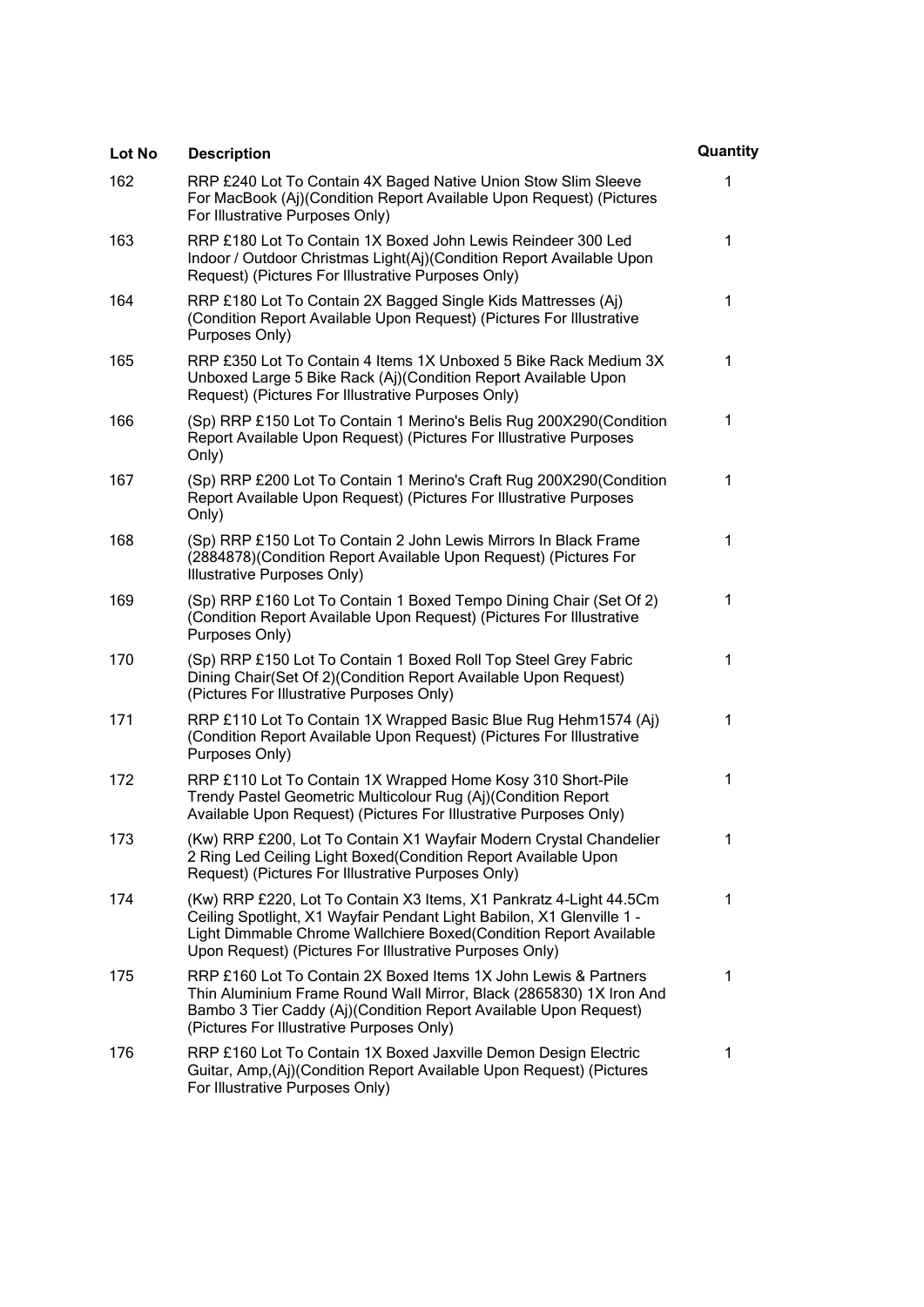| Lot No | Description | Quantity |
| --- | --- | --- |
| 162 | RRP £240 Lot To Contain 4X Baged Native Union Stow Slim Sleeve For MacBook (Aj)(Condition Report Available Upon Request) (Pictures For Illustrative Purposes Only) | 1 |
| 163 | RRP £180 Lot To Contain 1X Boxed John Lewis Reindeer 300 Led Indoor / Outdoor Christmas Light(Aj)(Condition Report Available Upon Request) (Pictures For Illustrative Purposes Only) | 1 |
| 164 | RRP £180 Lot To Contain 2X Bagged Single Kids Mattresses (Aj) (Condition Report Available Upon Request) (Pictures For Illustrative Purposes Only) | 1 |
| 165 | RRP £350 Lot To Contain 4 Items 1X Unboxed 5 Bike Rack Medium 3X Unboxed Large 5 Bike Rack (Aj)(Condition Report Available Upon Request) (Pictures For Illustrative Purposes Only) | 1 |
| 166 | (Sp) RRP £150 Lot To Contain 1 Merino's Belis Rug 200X290(Condition Report Available Upon Request) (Pictures For Illustrative Purposes Only) | 1 |
| 167 | (Sp) RRP £200 Lot To Contain 1 Merino's Craft Rug 200X290(Condition Report Available Upon Request) (Pictures For Illustrative Purposes Only) | 1 |
| 168 | (Sp) RRP £150 Lot To Contain 2 John Lewis Mirrors In Black Frame (2884878)(Condition Report Available Upon Request) (Pictures For Illustrative Purposes Only) | 1 |
| 169 | (Sp) RRP £160 Lot To Contain 1 Boxed Tempo Dining Chair (Set Of 2) (Condition Report Available Upon Request) (Pictures For Illustrative Purposes Only) | 1 |
| 170 | (Sp) RRP £150 Lot To Contain 1 Boxed Roll Top Steel Grey Fabric Dining Chair(Set Of 2)(Condition Report Available Upon Request) (Pictures For Illustrative Purposes Only) | 1 |
| 171 | RRP £110 Lot To Contain 1X Wrapped Basic Blue Rug Hehm1574 (Aj) (Condition Report Available Upon Request) (Pictures For Illustrative Purposes Only) | 1 |
| 172 | RRP £110 Lot To Contain 1X Wrapped Home Kosy 310 Short-Pile Trendy Pastel Geometric Multicolour Rug (Aj)(Condition Report Available Upon Request) (Pictures For Illustrative Purposes Only) | 1 |
| 173 | (Kw) RRP £200, Lot To Contain X1 Wayfair Modern Crystal Chandelier 2 Ring Led Ceiling Light Boxed(Condition Report Available Upon Request) (Pictures For Illustrative Purposes Only) | 1 |
| 174 | (Kw) RRP £220, Lot To Contain X3 Items, X1 Pankratz 4-Light 44.5Cm Ceiling Spotlight, X1 Wayfair Pendant Light Babilon, X1 Glenville 1 - Light Dimmable Chrome Wallchiere Boxed(Condition Report Available Upon Request) (Pictures For Illustrative Purposes Only) | 1 |
| 175 | RRP £160 Lot To Contain 2X Boxed Items 1X John Lewis & Partners Thin Aluminium Frame Round Wall Mirror, Black (2865830) 1X Iron And Bambo 3 Tier Caddy (Aj)(Condition Report Available Upon Request) (Pictures For Illustrative Purposes Only) | 1 |
| 176 | RRP £160 Lot To Contain 1X Boxed Jaxville Demon Design Electric Guitar, Amp,(Aj)(Condition Report Available Upon Request) (Pictures For Illustrative Purposes Only) | 1 |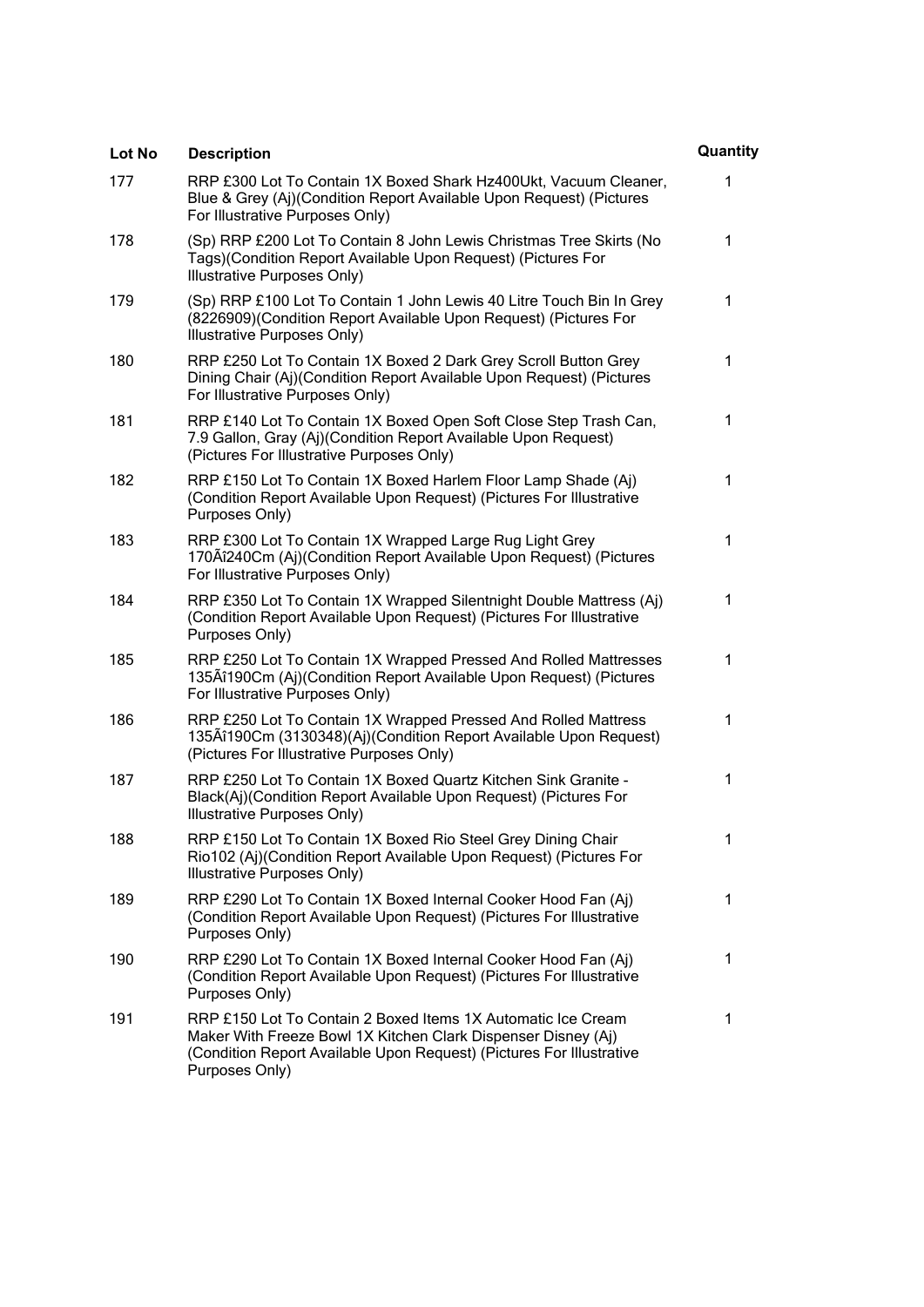| Lot No | Description | Quantity |
| --- | --- | --- |
| 177 | RRP £300 Lot To Contain 1X Boxed Shark Hz400Ukt, Vacuum Cleaner, Blue & Grey (Aj)(Condition Report Available Upon Request) (Pictures For Illustrative Purposes Only) | 1 |
| 178 | (Sp) RRP £200 Lot To Contain 8 John Lewis Christmas Tree Skirts (No Tags)(Condition Report Available Upon Request) (Pictures For Illustrative Purposes Only) | 1 |
| 179 | (Sp) RRP £100 Lot To Contain 1 John Lewis 40 Litre Touch Bin In Grey (8226909)(Condition Report Available Upon Request) (Pictures For Illustrative Purposes Only) | 1 |
| 180 | RRP £250 Lot To Contain 1X Boxed 2 Dark Grey Scroll Button Grey Dining Chair (Aj)(Condition Report Available Upon Request) (Pictures For Illustrative Purposes Only) | 1 |
| 181 | RRP £140 Lot To Contain 1X Boxed Open Soft Close Step Trash Can, 7.9 Gallon, Gray (Aj)(Condition Report Available Upon Request) (Pictures For Illustrative Purposes Only) | 1 |
| 182 | RRP £150 Lot To Contain 1X Boxed Harlem Floor Lamp Shade (Aj) (Condition Report Available Upon Request) (Pictures For Illustrative Purposes Only) | 1 |
| 183 | RRP £300 Lot To Contain 1X Wrapped Large Rug Light Grey 170Ãî240Cm (Aj)(Condition Report Available Upon Request) (Pictures For Illustrative Purposes Only) | 1 |
| 184 | RRP £350 Lot To Contain 1X Wrapped Silentnight Double Mattress (Aj) (Condition Report Available Upon Request) (Pictures For Illustrative Purposes Only) | 1 |
| 185 | RRP £250 Lot To Contain 1X Wrapped Pressed And Rolled Mattresses 135Ãî190Cm (Aj)(Condition Report Available Upon Request) (Pictures For Illustrative Purposes Only) | 1 |
| 186 | RRP £250 Lot To Contain 1X Wrapped Pressed And Rolled Mattress 135Ãî190Cm (3130348)(Aj)(Condition Report Available Upon Request) (Pictures For Illustrative Purposes Only) | 1 |
| 187 | RRP £250 Lot To Contain 1X Boxed Quartz Kitchen Sink Granite - Black(Aj)(Condition Report Available Upon Request) (Pictures For Illustrative Purposes Only) | 1 |
| 188 | RRP £150 Lot To Contain 1X Boxed Rio Steel Grey Dining Chair Rio102 (Aj)(Condition Report Available Upon Request) (Pictures For Illustrative Purposes Only) | 1 |
| 189 | RRP £290 Lot To Contain 1X Boxed Internal Cooker Hood Fan (Aj) (Condition Report Available Upon Request) (Pictures For Illustrative Purposes Only) | 1 |
| 190 | RRP £290 Lot To Contain 1X Boxed Internal Cooker Hood Fan (Aj) (Condition Report Available Upon Request) (Pictures For Illustrative Purposes Only) | 1 |
| 191 | RRP £150 Lot To Contain 2 Boxed Items 1X Automatic Ice Cream Maker With Freeze Bowl 1X Kitchen Clark Dispenser Disney (Aj) (Condition Report Available Upon Request) (Pictures For Illustrative Purposes Only) | 1 |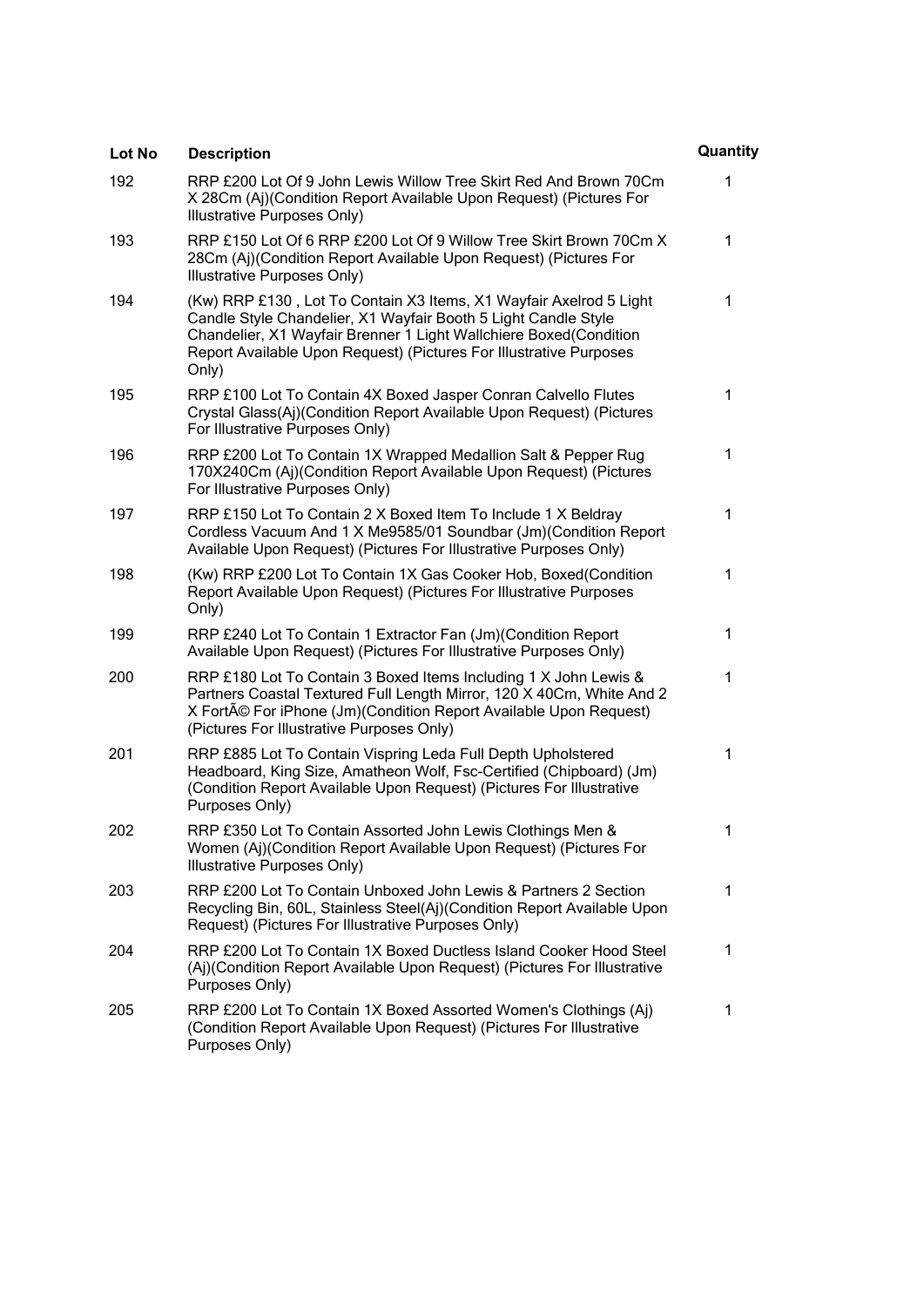| Lot No | Description | Quantity |
|---|---|---|
| 192 | RRP £200 Lot Of 9 John Lewis Willow Tree Skirt Red And Brown 70Cm X 28Cm (Aj)(Condition Report Available Upon Request) (Pictures For Illustrative Purposes Only) | 1 |
| 193 | RRP £150 Lot Of 6 RRP £200 Lot Of 9 Willow Tree Skirt Brown 70Cm X 28Cm (Aj)(Condition Report Available Upon Request) (Pictures For Illustrative Purposes Only) | 1 |
| 194 | (Kw) RRP £130 , Lot To Contain X3 Items, X1 Wayfair Axelrod 5 Light Candle Style Chandelier, X1 Wayfair Booth 5 Light Candle Style Chandelier, X1 Wayfair Brenner 1 Light Wallchiere Boxed(Condition Report Available Upon Request) (Pictures For Illustrative Purposes Only) | 1 |
| 195 | RRP £100 Lot To Contain 4X Boxed Jasper Conran Calvello Flutes Crystal Glass(Aj)(Condition Report Available Upon Request) (Pictures For Illustrative Purposes Only) | 1 |
| 196 | RRP £200 Lot To Contain 1X Wrapped Medallion Salt & Pepper Rug 170X240Cm (Aj)(Condition Report Available Upon Request) (Pictures For Illustrative Purposes Only) | 1 |
| 197 | RRP £150 Lot To Contain 2 X Boxed Item To Include 1 X Beldray Cordless Vacuum And 1 X Me9585/01 Soundbar (Jm)(Condition Report Available Upon Request) (Pictures For Illustrative Purposes Only) | 1 |
| 198 | (Kw) RRP £200 Lot To Contain 1X Gas Cooker Hob, Boxed(Condition Report Available Upon Request) (Pictures For Illustrative Purposes Only) | 1 |
| 199 | RRP £240 Lot To Contain 1 Extractor Fan (Jm)(Condition Report Available Upon Request) (Pictures For Illustrative Purposes Only) | 1 |
| 200 | RRP £180 Lot To Contain 3 Boxed Items Including 1 X John Lewis & Partners Coastal Textured Full Length Mirror, 120 X 40Cm, White And 2 X FortÃ© For iPhone (Jm)(Condition Report Available Upon Request) (Pictures For Illustrative Purposes Only) | 1 |
| 201 | RRP £885 Lot To Contain Vispring Leda Full Depth Upholstered Headboard, King Size, Amatheon Wolf, Fsc-Certified (Chipboard) (Jm) (Condition Report Available Upon Request) (Pictures For Illustrative Purposes Only) | 1 |
| 202 | RRP £350 Lot To Contain Assorted John Lewis Clothings Men & Women (Aj)(Condition Report Available Upon Request) (Pictures For Illustrative Purposes Only) | 1 |
| 203 | RRP £200 Lot To Contain Unboxed John Lewis & Partners 2 Section Recycling Bin, 60L, Stainless Steel(Aj)(Condition Report Available Upon Request) (Pictures For Illustrative Purposes Only) | 1 |
| 204 | RRP £200 Lot To Contain 1X Boxed Ductless Island Cooker Hood Steel (Aj)(Condition Report Available Upon Request) (Pictures For Illustrative Purposes Only) | 1 |
| 205 | RRP £200 Lot To Contain 1X Boxed Assorted Women's Clothings (Aj) (Condition Report Available Upon Request) (Pictures For Illustrative Purposes Only) | 1 |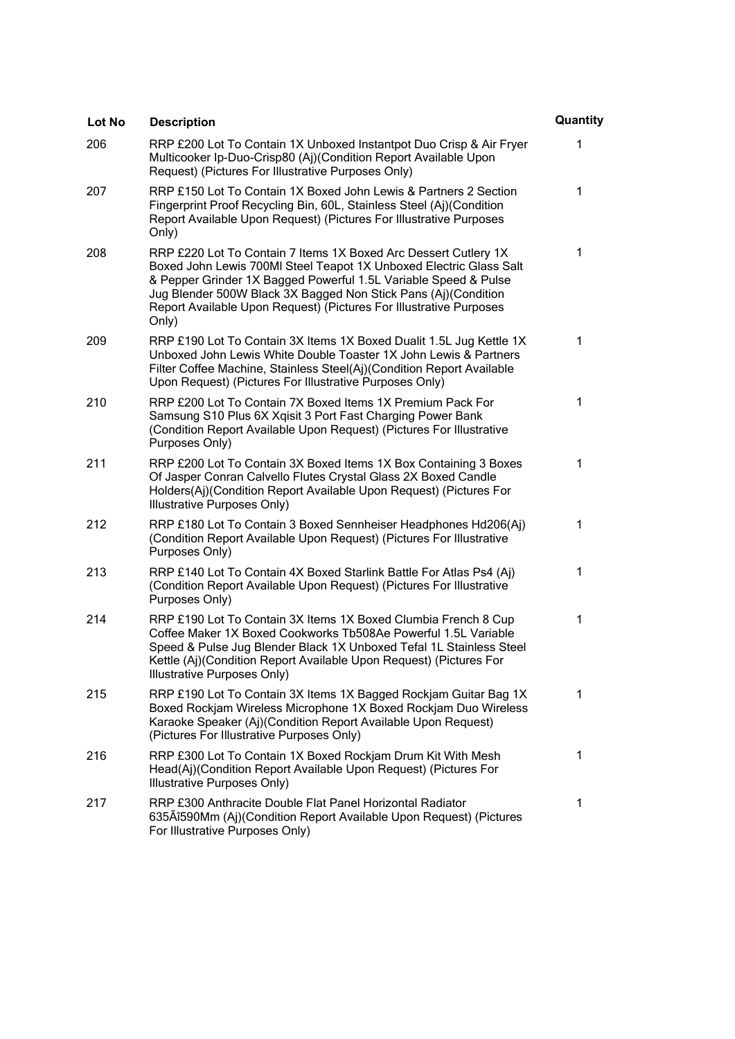| Lot No | Description | Quantity |
| --- | --- | --- |
| 206 | RRP £200 Lot To Contain 1X Unboxed Instantpot Duo Crisp & Air Fryer Multicooker Ip-Duo-Crisp80 (Aj)(Condition Report Available Upon Request) (Pictures For Illustrative Purposes Only) | 1 |
| 207 | RRP £150 Lot To Contain 1X Boxed John Lewis & Partners 2 Section Fingerprint Proof Recycling Bin, 60L, Stainless Steel (Aj)(Condition Report Available Upon Request) (Pictures For Illustrative Purposes Only) | 1 |
| 208 | RRP £220 Lot To Contain 7 Items 1X Boxed Arc Dessert Cutlery 1X Boxed John Lewis 700Ml Steel Teapot 1X Unboxed Electric Glass Salt & Pepper Grinder 1X Bagged Powerful 1.5L Variable Speed & Pulse Jug Blender 500W Black 3X Bagged Non Stick Pans (Aj)(Condition Report Available Upon Request) (Pictures For Illustrative Purposes Only) | 1 |
| 209 | RRP £190 Lot To Contain 3X Items 1X Boxed Dualit 1.5L Jug Kettle 1X Unboxed John Lewis White Double Toaster 1X John Lewis & Partners Filter Coffee Machine, Stainless Steel(Aj)(Condition Report Available Upon Request) (Pictures For Illustrative Purposes Only) | 1 |
| 210 | RRP £200 Lot To Contain 7X Boxed Items 1X Premium Pack For Samsung S10 Plus 6X Xqisit 3 Port Fast Charging Power Bank (Condition Report Available Upon Request) (Pictures For Illustrative Purposes Only) | 1 |
| 211 | RRP £200 Lot To Contain 3X Boxed Items 1X Box Containing 3 Boxes Of Jasper Conran Calvello Flutes Crystal Glass 2X Boxed Candle Holders(Aj)(Condition Report Available Upon Request) (Pictures For Illustrative Purposes Only) | 1 |
| 212 | RRP £180 Lot To Contain 3 Boxed Sennheiser Headphones Hd206(Aj) (Condition Report Available Upon Request) (Pictures For Illustrative Purposes Only) | 1 |
| 213 | RRP £140 Lot To Contain 4X Boxed Starlink Battle For Atlas Ps4 (Aj) (Condition Report Available Upon Request) (Pictures For Illustrative Purposes Only) | 1 |
| 214 | RRP £190 Lot To Contain 3X Items 1X Boxed Clumbia French 8 Cup Coffee Maker 1X Boxed Cookworks Tb508Ae Powerful 1.5L Variable Speed & Pulse Jug Blender Black 1X Unboxed Tefal 1L Stainless Steel Kettle (Aj)(Condition Report Available Upon Request) (Pictures For Illustrative Purposes Only) | 1 |
| 215 | RRP £190 Lot To Contain 3X Items 1X Bagged Rockjam Guitar Bag 1X Boxed Rockjam Wireless Microphone 1X Boxed Rockjam Duo Wireless Karaoke Speaker (Aj)(Condition Report Available Upon Request) (Pictures For Illustrative Purposes Only) | 1 |
| 216 | RRP £300 Lot To Contain 1X Boxed Rockjam Drum Kit With Mesh Head(Aj)(Condition Report Available Upon Request) (Pictures For Illustrative Purposes Only) | 1 |
| 217 | RRP £300 Anthracite Double Flat Panel Horizontal Radiator 635Ãî590Mm (Aj)(Condition Report Available Upon Request) (Pictures For Illustrative Purposes Only) | 1 |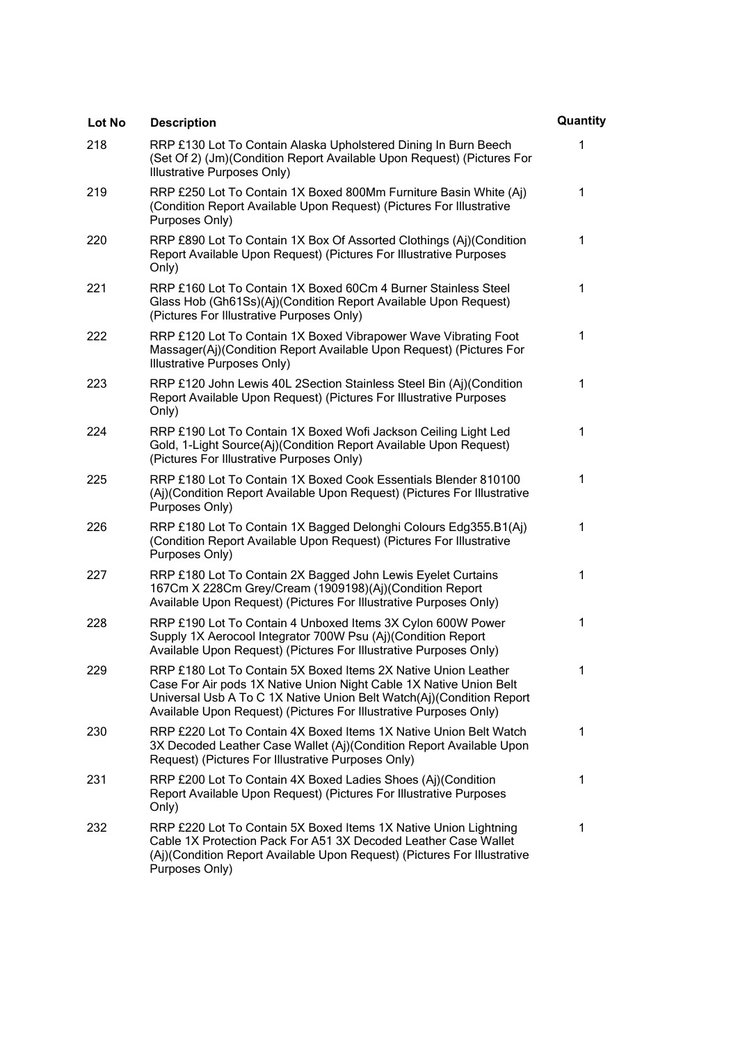| Lot No | Description | Quantity |
| --- | --- | --- |
| 218 | RRP £130 Lot To Contain Alaska Upholstered Dining In Burn Beech (Set Of 2) (Jm)(Condition Report Available Upon Request) (Pictures For Illustrative Purposes Only) | 1 |
| 219 | RRP £250 Lot To Contain 1X Boxed 800Mm Furniture Basin White (Aj) (Condition Report Available Upon Request) (Pictures For Illustrative Purposes Only) | 1 |
| 220 | RRP £890 Lot To Contain 1X Box Of Assorted Clothings (Aj)(Condition Report Available Upon Request) (Pictures For Illustrative Purposes Only) | 1 |
| 221 | RRP £160 Lot To Contain 1X Boxed 60Cm 4 Burner Stainless Steel Glass Hob (Gh61Ss)(Aj)(Condition Report Available Upon Request) (Pictures For Illustrative Purposes Only) | 1 |
| 222 | RRP £120 Lot To Contain 1X Boxed Vibrapower Wave Vibrating Foot Massager(Aj)(Condition Report Available Upon Request) (Pictures For Illustrative Purposes Only) | 1 |
| 223 | RRP £120 John Lewis 40L 2Section Stainless Steel Bin (Aj)(Condition Report Available Upon Request) (Pictures For Illustrative Purposes Only) | 1 |
| 224 | RRP £190 Lot To Contain 1X Boxed Wofi Jackson Ceiling Light Led Gold, 1-Light Source(Aj)(Condition Report Available Upon Request) (Pictures For Illustrative Purposes Only) | 1 |
| 225 | RRP £180 Lot To Contain 1X Boxed Cook Essentials Blender 810100 (Aj)(Condition Report Available Upon Request) (Pictures For Illustrative Purposes Only) | 1 |
| 226 | RRP £180 Lot To Contain 1X Bagged Delonghi Colours Edg355.B1(Aj) (Condition Report Available Upon Request) (Pictures For Illustrative Purposes Only) | 1 |
| 227 | RRP £180 Lot To Contain 2X Bagged John Lewis Eyelet Curtains 167Cm X 228Cm Grey/Cream (1909198)(Aj)(Condition Report Available Upon Request) (Pictures For Illustrative Purposes Only) | 1 |
| 228 | RRP £190 Lot To Contain 4 Unboxed Items 3X Cylon 600W Power Supply 1X Aerocool Integrator 700W Psu (Aj)(Condition Report Available Upon Request) (Pictures For Illustrative Purposes Only) | 1 |
| 229 | RRP £180 Lot To Contain 5X Boxed Items 2X Native Union Leather Case For Air pods 1X Native Union Night Cable 1X Native Union Belt Universal Usb A To C 1X Native Union Belt Watch(Aj)(Condition Report Available Upon Request) (Pictures For Illustrative Purposes Only) | 1 |
| 230 | RRP £220 Lot To Contain 4X Boxed Items 1X Native Union Belt Watch 3X Decoded Leather Case Wallet (Aj)(Condition Report Available Upon Request) (Pictures For Illustrative Purposes Only) | 1 |
| 231 | RRP £200 Lot To Contain 4X Boxed Ladies Shoes (Aj)(Condition Report Available Upon Request) (Pictures For Illustrative Purposes Only) | 1 |
| 232 | RRP £220 Lot To Contain 5X Boxed Items 1X Native Union Lightning Cable 1X Protection Pack For A51 3X Decoded Leather Case Wallet (Aj)(Condition Report Available Upon Request) (Pictures For Illustrative Purposes Only) | 1 |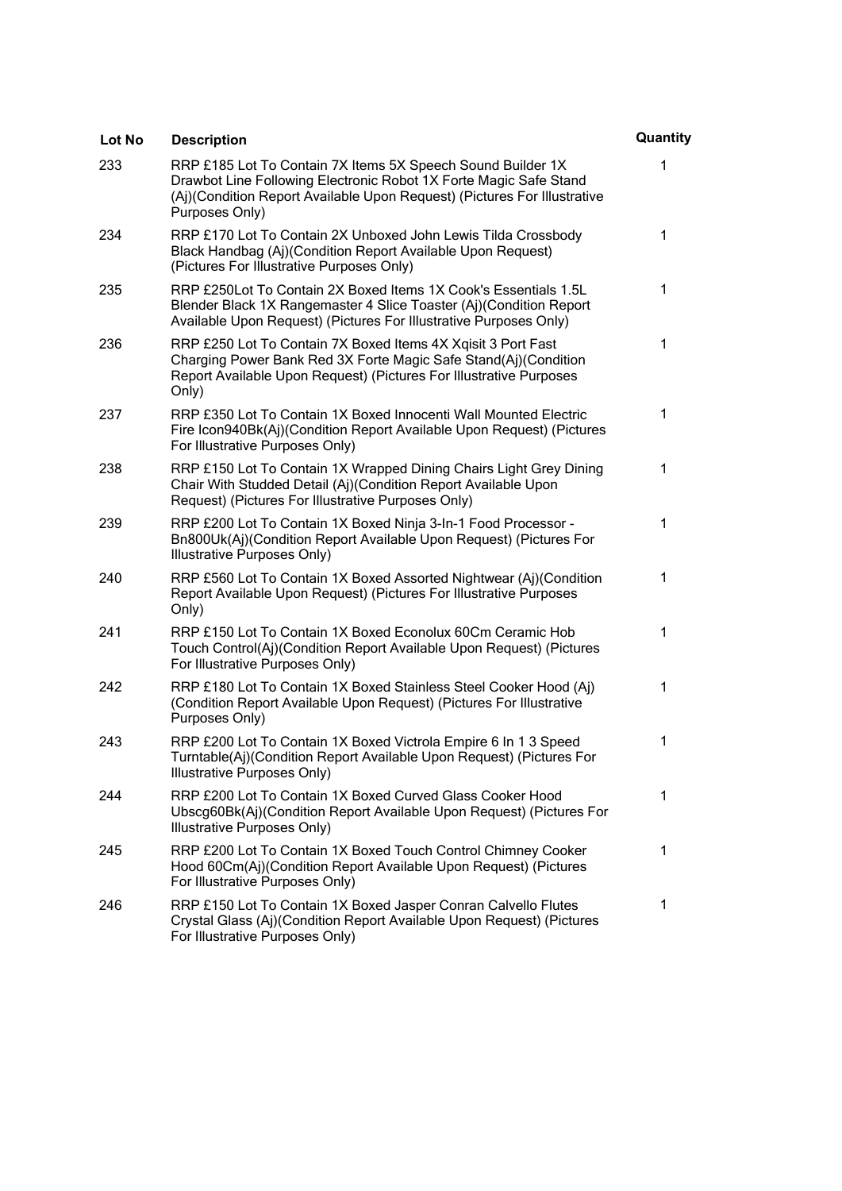| Lot No | Description | Quantity |
| --- | --- | --- |
| 233 | RRP £185 Lot To Contain 7X Items 5X Speech Sound Builder 1X Drawbot Line Following Electronic Robot 1X Forte Magic Safe Stand (Aj)(Condition Report Available Upon Request) (Pictures For Illustrative Purposes Only) | 1 |
| 234 | RRP £170 Lot To Contain 2X Unboxed John Lewis Tilda Crossbody Black Handbag (Aj)(Condition Report Available Upon Request) (Pictures For Illustrative Purposes Only) | 1 |
| 235 | RRP £250Lot To Contain 2X Boxed Items 1X Cook's Essentials 1.5L Blender Black 1X Rangemaster 4 Slice Toaster (Aj)(Condition Report Available Upon Request) (Pictures For Illustrative Purposes Only) | 1 |
| 236 | RRP £250 Lot To Contain 7X Boxed Items 4X Xqisit 3 Port Fast Charging Power Bank Red 3X Forte Magic Safe Stand(Aj)(Condition Report Available Upon Request) (Pictures For Illustrative Purposes Only) | 1 |
| 237 | RRP £350 Lot To Contain 1X Boxed Innocenti Wall Mounted Electric Fire Icon940Bk(Aj)(Condition Report Available Upon Request) (Pictures For Illustrative Purposes Only) | 1 |
| 238 | RRP £150 Lot To Contain 1X Wrapped Dining Chairs Light Grey Dining Chair With Studded Detail (Aj)(Condition Report Available Upon Request) (Pictures For Illustrative Purposes Only) | 1 |
| 239 | RRP £200 Lot To Contain 1X Boxed Ninja 3-In-1 Food Processor - Bn800Uk(Aj)(Condition Report Available Upon Request) (Pictures For Illustrative Purposes Only) | 1 |
| 240 | RRP £560 Lot To Contain 1X Boxed Assorted Nightwear (Aj)(Condition Report Available Upon Request) (Pictures For Illustrative Purposes Only) | 1 |
| 241 | RRP £150 Lot To Contain 1X Boxed Econolux 60Cm Ceramic Hob Touch Control(Aj)(Condition Report Available Upon Request) (Pictures For Illustrative Purposes Only) | 1 |
| 242 | RRP £180 Lot To Contain 1X Boxed Stainless Steel Cooker Hood (Aj)(Condition Report Available Upon Request) (Pictures For Illustrative Purposes Only) | 1 |
| 243 | RRP £200 Lot To Contain 1X Boxed Victrola Empire 6 In 1 3 Speed Turntable(Aj)(Condition Report Available Upon Request) (Pictures For Illustrative Purposes Only) | 1 |
| 244 | RRP £200 Lot To Contain 1X Boxed Curved Glass Cooker Hood Ubscg60Bk(Aj)(Condition Report Available Upon Request) (Pictures For Illustrative Purposes Only) | 1 |
| 245 | RRP £200 Lot To Contain 1X Boxed Touch Control Chimney Cooker Hood 60Cm(Aj)(Condition Report Available Upon Request) (Pictures For Illustrative Purposes Only) | 1 |
| 246 | RRP £150 Lot To Contain 1X Boxed Jasper Conran Calvello Flutes Crystal Glass (Aj)(Condition Report Available Upon Request) (Pictures For Illustrative Purposes Only) | 1 |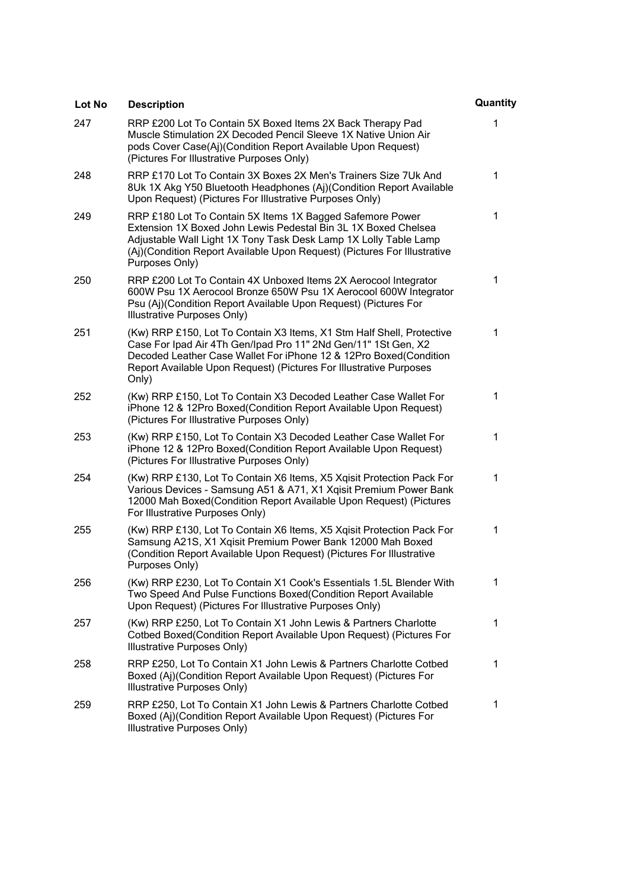| Lot No | Description | Quantity |
| --- | --- | --- |
| 247 | RRP £200 Lot To Contain 5X Boxed Items 2X Back Therapy Pad Muscle Stimulation 2X Decoded Pencil Sleeve 1X Native Union Air pods Cover Case(Aj)(Condition Report Available Upon Request) (Pictures For Illustrative Purposes Only) | 1 |
| 248 | RRP £170 Lot To Contain 3X Boxes 2X Men's Trainers Size 7Uk And 8Uk 1X Akg Y50 Bluetooth Headphones (Aj)(Condition Report Available Upon Request) (Pictures For Illustrative Purposes Only) | 1 |
| 249 | RRP £180 Lot To Contain 5X Items 1X Bagged Safemore Power Extension 1X Boxed John Lewis Pedestal Bin 3L 1X Boxed Chelsea Adjustable Wall Light 1X Tony Task Desk Lamp 1X Lolly Table Lamp (Aj)(Condition Report Available Upon Request) (Pictures For Illustrative Purposes Only) | 1 |
| 250 | RRP £200 Lot To Contain 4X Unboxed Items 2X Aerocool Integrator 600W Psu 1X Aerocool Bronze 650W Psu 1X Aerocool 600W Integrator Psu (Aj)(Condition Report Available Upon Request) (Pictures For Illustrative Purposes Only) | 1 |
| 251 | (Kw) RRP £150, Lot To Contain X3 Items, X1 Stm Half Shell, Protective Case For Ipad Air 4Th Gen/Ipad Pro 11" 2Nd Gen/11" 1St Gen, X2 Decoded Leather Case Wallet For iPhone 12 & 12Pro Boxed(Condition Report Available Upon Request) (Pictures For Illustrative Purposes Only) | 1 |
| 252 | (Kw) RRP £150, Lot To Contain X3 Decoded Leather Case Wallet For iPhone 12 & 12Pro Boxed(Condition Report Available Upon Request) (Pictures For Illustrative Purposes Only) | 1 |
| 253 | (Kw) RRP £150, Lot To Contain X3 Decoded Leather Case Wallet For iPhone 12 & 12Pro Boxed(Condition Report Available Upon Request) (Pictures For Illustrative Purposes Only) | 1 |
| 254 | (Kw) RRP £130, Lot To Contain X6 Items, X5 Xqisit Protection Pack For Various Devices - Samsung A51 & A71, X1 Xqisit Premium Power Bank 12000 Mah Boxed(Condition Report Available Upon Request) (Pictures For Illustrative Purposes Only) | 1 |
| 255 | (Kw) RRP £130, Lot To Contain X6 Items, X5 Xqisit Protection Pack For Samsung A21S, X1 Xqisit Premium Power Bank 12000 Mah Boxed (Condition Report Available Upon Request) (Pictures For Illustrative Purposes Only) | 1 |
| 256 | (Kw) RRP £230, Lot To Contain X1 Cook's Essentials 1.5L Blender With Two Speed And Pulse Functions Boxed(Condition Report Available Upon Request) (Pictures For Illustrative Purposes Only) | 1 |
| 257 | (Kw) RRP £250, Lot To Contain X1 John Lewis & Partners Charlotte Cotbed Boxed(Condition Report Available Upon Request) (Pictures For Illustrative Purposes Only) | 1 |
| 258 | RRP £250, Lot To Contain X1 John Lewis & Partners Charlotte Cotbed Boxed (Aj)(Condition Report Available Upon Request) (Pictures For Illustrative Purposes Only) | 1 |
| 259 | RRP £250, Lot To Contain X1 John Lewis & Partners Charlotte Cotbed Boxed (Aj)(Condition Report Available Upon Request) (Pictures For Illustrative Purposes Only) | 1 |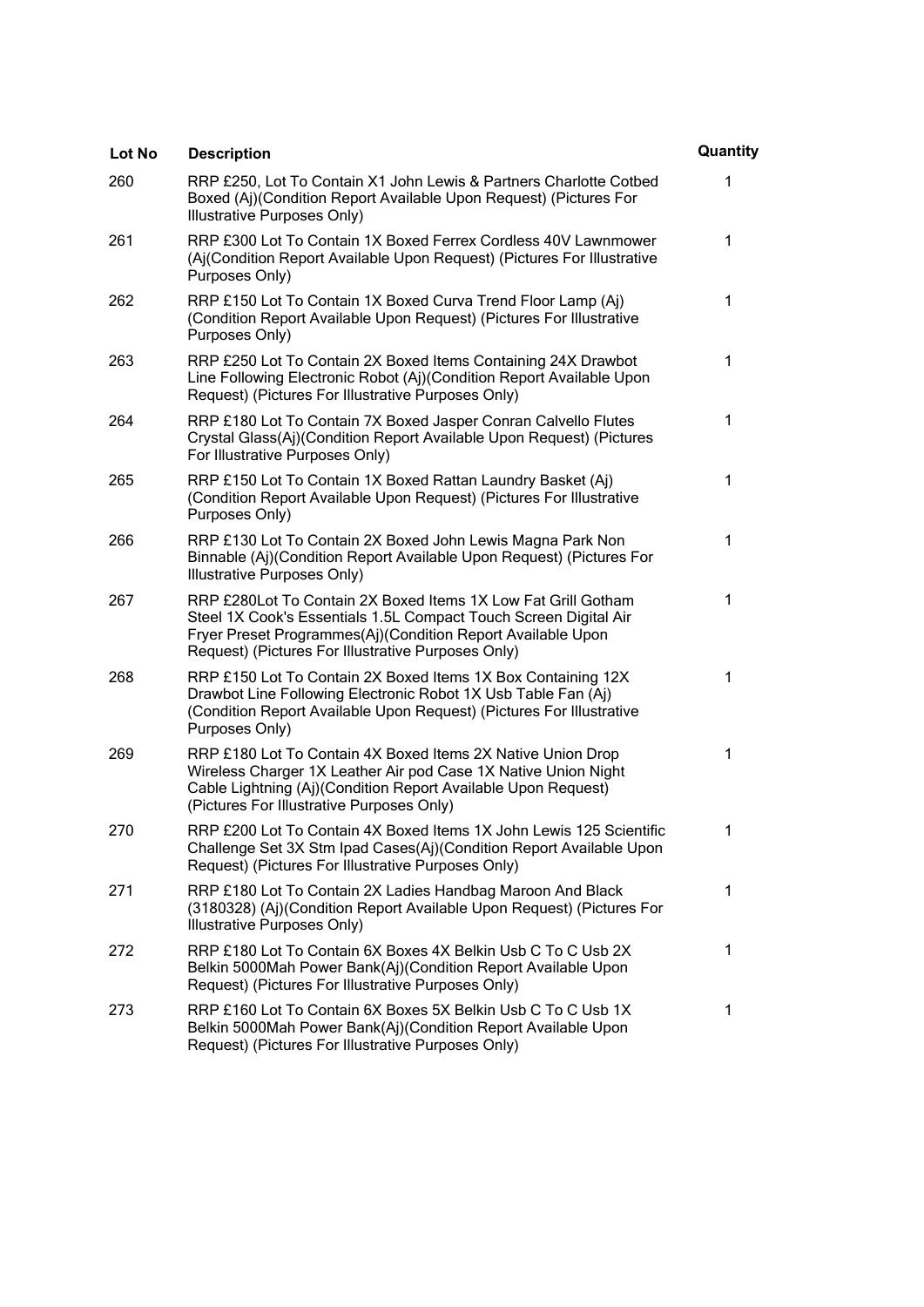| Lot No | Description | Quantity |
| --- | --- | --- |
| 260 | RRP £250, Lot To Contain X1 John Lewis & Partners Charlotte Cotbed Boxed (Aj)(Condition Report Available Upon Request) (Pictures For Illustrative Purposes Only) | 1 |
| 261 | RRP £300 Lot To Contain 1X Boxed Ferrex Cordless 40V Lawnmower (Aj(Condition Report Available Upon Request) (Pictures For Illustrative Purposes Only) | 1 |
| 262 | RRP £150 Lot To Contain 1X Boxed Curva Trend Floor Lamp (Aj) (Condition Report Available Upon Request) (Pictures For Illustrative Purposes Only) | 1 |
| 263 | RRP £250 Lot To Contain 2X Boxed Items Containing 24X Drawbot Line Following Electronic Robot (Aj)(Condition Report Available Upon Request) (Pictures For Illustrative Purposes Only) | 1 |
| 264 | RRP £180 Lot To Contain 7X Boxed Jasper Conran Calvello Flutes Crystal Glass(Aj)(Condition Report Available Upon Request) (Pictures For Illustrative Purposes Only) | 1 |
| 265 | RRP £150 Lot To Contain 1X Boxed Rattan Laundry Basket (Aj) (Condition Report Available Upon Request) (Pictures For Illustrative Purposes Only) | 1 |
| 266 | RRP £130 Lot To Contain 2X Boxed John Lewis Magna Park Non Binnable (Aj)(Condition Report Available Upon Request) (Pictures For Illustrative Purposes Only) | 1 |
| 267 | RRP £280Lot To Contain 2X Boxed Items 1X Low Fat Grill Gotham Steel 1X Cook's Essentials 1.5L Compact Touch Screen Digital Air Fryer Preset Programmes(Aj)(Condition Report Available Upon Request) (Pictures For Illustrative Purposes Only) | 1 |
| 268 | RRP £150 Lot To Contain 2X Boxed Items 1X Box Containing 12X Drawbot Line Following Electronic Robot 1X Usb Table Fan (Aj) (Condition Report Available Upon Request) (Pictures For Illustrative Purposes Only) | 1 |
| 269 | RRP £180 Lot To Contain 4X Boxed Items 2X Native Union Drop Wireless Charger 1X Leather Air pod Case 1X Native Union Night Cable Lightning (Aj)(Condition Report Available Upon Request) (Pictures For Illustrative Purposes Only) | 1 |
| 270 | RRP £200 Lot To Contain 4X Boxed Items 1X John Lewis 125 Scientific Challenge Set 3X Stm Ipad Cases(Aj)(Condition Report Available Upon Request) (Pictures For Illustrative Purposes Only) | 1 |
| 271 | RRP £180 Lot To Contain 2X Ladies Handbag Maroon And Black (3180328) (Aj)(Condition Report Available Upon Request) (Pictures For Illustrative Purposes Only) | 1 |
| 272 | RRP £180 Lot To Contain 6X Boxes 4X Belkin Usb C To C Usb 2X Belkin 5000Mah Power Bank(Aj)(Condition Report Available Upon Request) (Pictures For Illustrative Purposes Only) | 1 |
| 273 | RRP £160 Lot To Contain 6X Boxes 5X Belkin Usb C To C Usb 1X Belkin 5000Mah Power Bank(Aj)(Condition Report Available Upon Request) (Pictures For Illustrative Purposes Only) | 1 |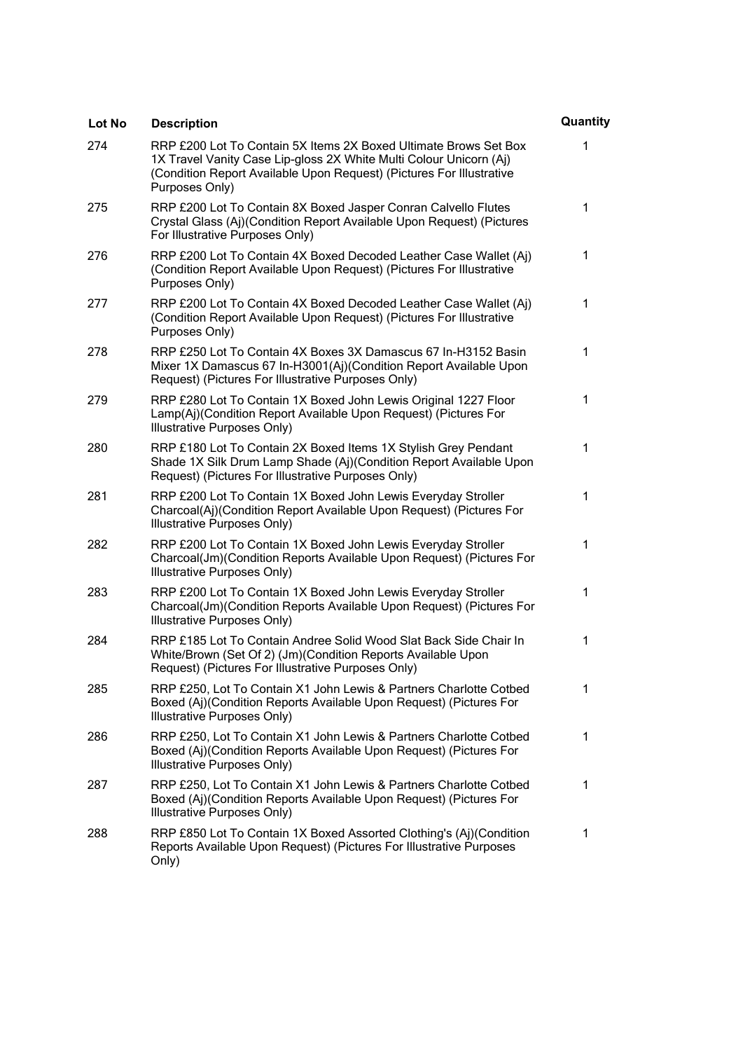| Lot No | Description | Quantity |
| --- | --- | --- |
| 274 | RRP £200 Lot To Contain 5X Items 2X Boxed Ultimate Brows Set Box 1X Travel Vanity Case Lip-gloss 2X White Multi Colour Unicorn (Aj) (Condition Report Available Upon Request) (Pictures For Illustrative Purposes Only) | 1 |
| 275 | RRP £200 Lot To Contain 8X Boxed Jasper Conran Calvello Flutes Crystal Glass (Aj)(Condition Report Available Upon Request) (Pictures For Illustrative Purposes Only) | 1 |
| 276 | RRP £200 Lot To Contain 4X Boxed Decoded Leather Case Wallet (Aj) (Condition Report Available Upon Request) (Pictures For Illustrative Purposes Only) | 1 |
| 277 | RRP £200 Lot To Contain 4X Boxed Decoded Leather Case Wallet (Aj) (Condition Report Available Upon Request) (Pictures For Illustrative Purposes Only) | 1 |
| 278 | RRP £250 Lot To Contain 4X Boxes 3X Damascus 67 In-H3152 Basin Mixer 1X Damascus 67 In-H3001(Aj)(Condition Report Available Upon Request) (Pictures For Illustrative Purposes Only) | 1 |
| 279 | RRP £280 Lot To Contain 1X Boxed John Lewis Original 1227 Floor Lamp(Aj)(Condition Report Available Upon Request) (Pictures For Illustrative Purposes Only) | 1 |
| 280 | RRP £180 Lot To Contain 2X Boxed Items 1X Stylish Grey Pendant Shade 1X Silk Drum Lamp Shade (Aj)(Condition Report Available Upon Request) (Pictures For Illustrative Purposes Only) | 1 |
| 281 | RRP £200 Lot To Contain 1X Boxed John Lewis Everyday Stroller Charcoal(Aj)(Condition Report Available Upon Request) (Pictures For Illustrative Purposes Only) | 1 |
| 282 | RRP £200 Lot To Contain 1X Boxed John Lewis Everyday Stroller Charcoal(Jm)(Condition Reports Available Upon Request) (Pictures For Illustrative Purposes Only) | 1 |
| 283 | RRP £200 Lot To Contain 1X Boxed John Lewis Everyday Stroller Charcoal(Jm)(Condition Reports Available Upon Request) (Pictures For Illustrative Purposes Only) | 1 |
| 284 | RRP £185 Lot To Contain Andree Solid Wood Slat Back Side Chair In White/Brown (Set Of 2) (Jm)(Condition Reports Available Upon Request) (Pictures For Illustrative Purposes Only) | 1 |
| 285 | RRP £250, Lot To Contain X1 John Lewis & Partners Charlotte Cotbed Boxed (Aj)(Condition Reports Available Upon Request) (Pictures For Illustrative Purposes Only) | 1 |
| 286 | RRP £250, Lot To Contain X1 John Lewis & Partners Charlotte Cotbed Boxed (Aj)(Condition Reports Available Upon Request) (Pictures For Illustrative Purposes Only) | 1 |
| 287 | RRP £250, Lot To Contain X1 John Lewis & Partners Charlotte Cotbed Boxed (Aj)(Condition Reports Available Upon Request) (Pictures For Illustrative Purposes Only) | 1 |
| 288 | RRP £850 Lot To Contain 1X Boxed Assorted Clothing's (Aj)(Condition Reports Available Upon Request) (Pictures For Illustrative Purposes Only) | 1 |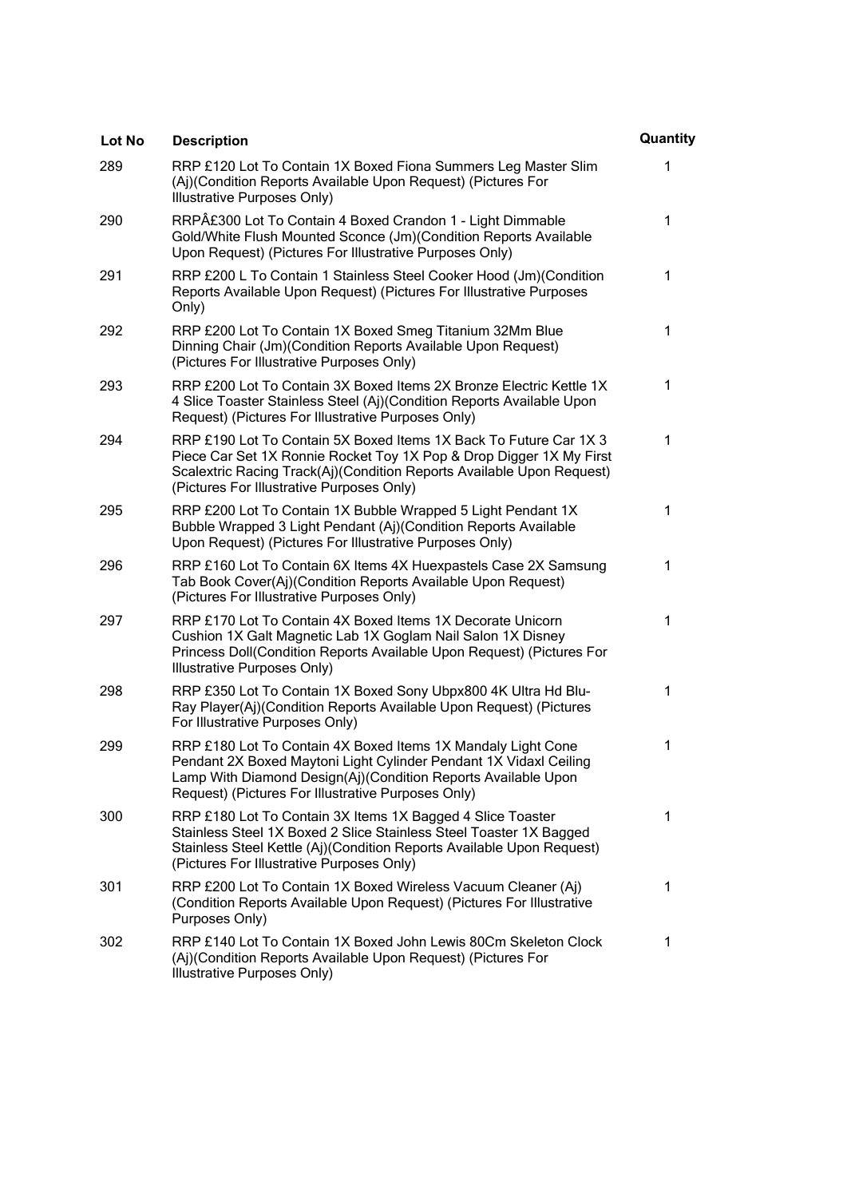| Lot No | Description | Quantity |
| --- | --- | --- |
| 289 | RRP £120 Lot To Contain 1X Boxed Fiona Summers Leg Master Slim (Aj)(Condition Reports Available Upon Request) (Pictures For Illustrative Purposes Only) | 1 |
| 290 | RRPÂ£300 Lot To Contain 4 Boxed Crandon 1 - Light Dimmable Gold/White Flush Mounted Sconce (Jm)(Condition Reports Available Upon Request) (Pictures For Illustrative Purposes Only) | 1 |
| 291 | RRP £200 L To Contain 1 Stainless Steel Cooker Hood (Jm)(Condition Reports Available Upon Request) (Pictures For Illustrative Purposes Only) | 1 |
| 292 | RRP £200 Lot To Contain 1X Boxed Smeg Titanium 32Mm Blue Dinning Chair (Jm)(Condition Reports Available Upon Request) (Pictures For Illustrative Purposes Only) | 1 |
| 293 | RRP £200 Lot To Contain 3X Boxed Items 2X Bronze Electric Kettle 1X 4 Slice Toaster Stainless Steel (Aj)(Condition Reports Available Upon Request) (Pictures For Illustrative Purposes Only) | 1 |
| 294 | RRP £190 Lot To Contain 5X Boxed Items 1X Back To Future Car 1X 3 Piece Car Set 1X Ronnie Rocket Toy 1X Pop & Drop Digger 1X My First Scalextric Racing Track(Aj)(Condition Reports Available Upon Request) (Pictures For Illustrative Purposes Only) | 1 |
| 295 | RRP £200 Lot To Contain 1X Bubble Wrapped 5 Light Pendant 1X Bubble Wrapped 3 Light Pendant (Aj)(Condition Reports Available Upon Request) (Pictures For Illustrative Purposes Only) | 1 |
| 296 | RRP £160 Lot To Contain 6X Items 4X Huexpastels Case 2X Samsung Tab Book Cover(Aj)(Condition Reports Available Upon Request) (Pictures For Illustrative Purposes Only) | 1 |
| 297 | RRP £170 Lot To Contain 4X Boxed Items 1X Decorate Unicorn Cushion 1X Galt Magnetic Lab 1X Goglam Nail Salon 1X Disney Princess Doll(Condition Reports Available Upon Request) (Pictures For Illustrative Purposes Only) | 1 |
| 298 | RRP £350 Lot To Contain 1X Boxed Sony Ubpx800 4K Ultra Hd Blu-Ray Player(Aj)(Condition Reports Available Upon Request) (Pictures For Illustrative Purposes Only) | 1 |
| 299 | RRP £180 Lot To Contain 4X Boxed Items 1X Mandaly Light Cone Pendant 2X Boxed Maytoni Light Cylinder Pendant 1X Vidaxl Ceiling Lamp With Diamond Design(Aj)(Condition Reports Available Upon Request) (Pictures For Illustrative Purposes Only) | 1 |
| 300 | RRP £180 Lot To Contain 3X Items 1X Bagged 4 Slice Toaster Stainless Steel 1X Boxed 2 Slice Stainless Steel Toaster 1X Bagged Stainless Steel Kettle (Aj)(Condition Reports Available Upon Request) (Pictures For Illustrative Purposes Only) | 1 |
| 301 | RRP £200 Lot To Contain 1X Boxed Wireless Vacuum Cleaner (Aj) (Condition Reports Available Upon Request) (Pictures For Illustrative Purposes Only) | 1 |
| 302 | RRP £140 Lot To Contain 1X Boxed John Lewis 80Cm Skeleton Clock (Aj)(Condition Reports Available Upon Request) (Pictures For Illustrative Purposes Only) | 1 |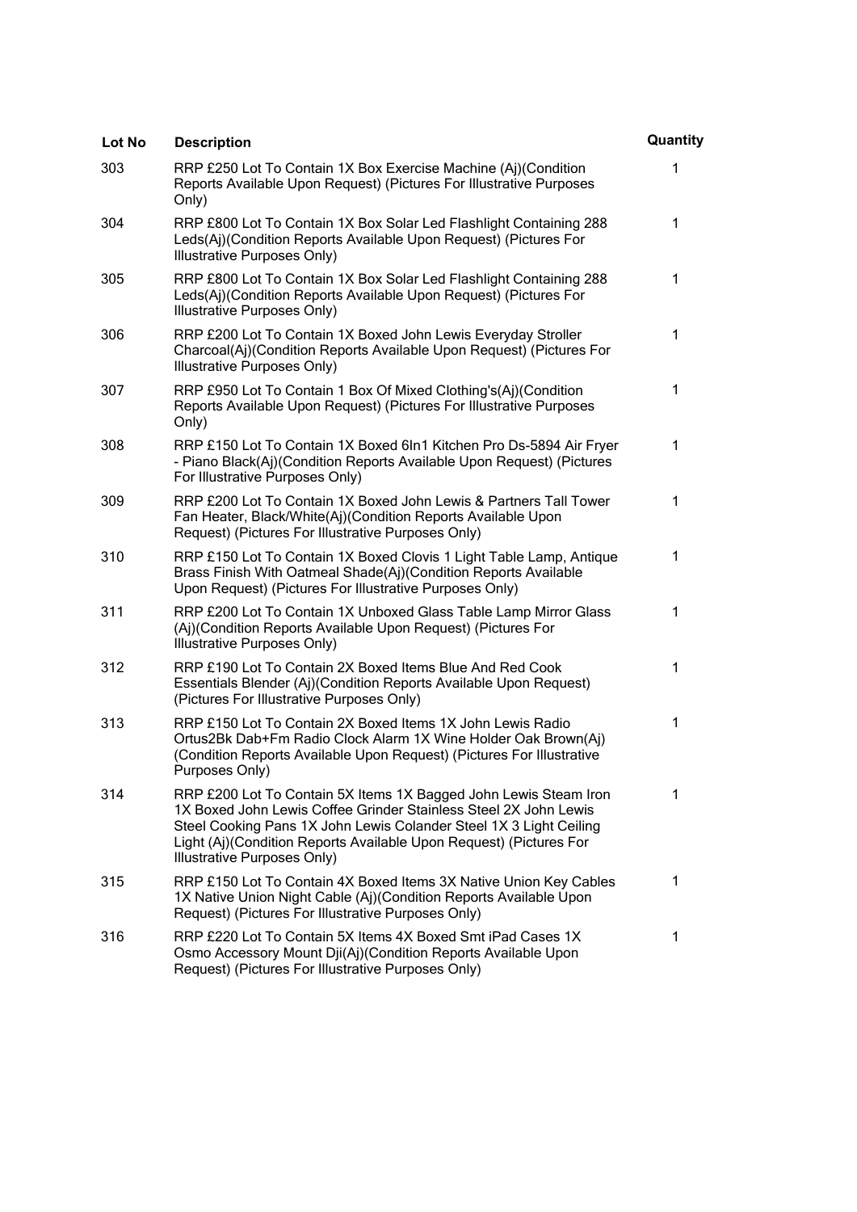| Lot No | Description | Quantity |
|---|---|---|
| 303 | RRP £250 Lot To Contain 1X Box Exercise Machine (Aj)(Condition Reports Available Upon Request) (Pictures For Illustrative Purposes Only) | 1 |
| 304 | RRP £800 Lot To Contain 1X Box Solar Led Flashlight Containing 288 Leds(Aj)(Condition Reports Available Upon Request) (Pictures For Illustrative Purposes Only) | 1 |
| 305 | RRP £800 Lot To Contain 1X Box Solar Led Flashlight Containing 288 Leds(Aj)(Condition Reports Available Upon Request) (Pictures For Illustrative Purposes Only) | 1 |
| 306 | RRP £200 Lot To Contain 1X Boxed John Lewis Everyday Stroller Charcoal(Aj)(Condition Reports Available Upon Request) (Pictures For Illustrative Purposes Only) | 1 |
| 307 | RRP £950 Lot To Contain 1 Box Of Mixed Clothing's(Aj)(Condition Reports Available Upon Request) (Pictures For Illustrative Purposes Only) | 1 |
| 308 | RRP £150 Lot To Contain 1X Boxed 6In1 Kitchen Pro Ds-5894 Air Fryer - Piano Black(Aj)(Condition Reports Available Upon Request) (Pictures For Illustrative Purposes Only) | 1 |
| 309 | RRP £200 Lot To Contain 1X Boxed John Lewis & Partners Tall Tower Fan Heater, Black/White(Aj)(Condition Reports Available Upon Request) (Pictures For Illustrative Purposes Only) | 1 |
| 310 | RRP £150 Lot To Contain 1X Boxed Clovis 1 Light Table Lamp, Antique Brass Finish With Oatmeal Shade(Aj)(Condition Reports Available Upon Request) (Pictures For Illustrative Purposes Only) | 1 |
| 311 | RRP £200 Lot To Contain 1X Unboxed Glass Table Lamp Mirror Glass (Aj)(Condition Reports Available Upon Request) (Pictures For Illustrative Purposes Only) | 1 |
| 312 | RRP £190 Lot To Contain 2X Boxed Items Blue And Red Cook Essentials Blender (Aj)(Condition Reports Available Upon Request) (Pictures For Illustrative Purposes Only) | 1 |
| 313 | RRP £150 Lot To Contain 2X Boxed Items 1X John Lewis Radio Ortus2Bk Dab+Fm Radio Clock Alarm 1X Wine Holder Oak Brown(Aj) (Condition Reports Available Upon Request) (Pictures For Illustrative Purposes Only) | 1 |
| 314 | RRP £200 Lot To Contain 5X Items 1X Bagged John Lewis Steam Iron 1X Boxed John Lewis Coffee Grinder Stainless Steel 2X John Lewis Steel Cooking Pans 1X John Lewis Colander Steel 1X 3 Light Ceiling Light (Aj)(Condition Reports Available Upon Request) (Pictures For Illustrative Purposes Only) | 1 |
| 315 | RRP £150 Lot To Contain 4X Boxed Items 3X Native Union Key Cables 1X Native Union Night Cable (Aj)(Condition Reports Available Upon Request) (Pictures For Illustrative Purposes Only) | 1 |
| 316 | RRP £220 Lot To Contain 5X Items 4X Boxed Smt iPad Cases 1X Osmo Accessory Mount Dji(Aj)(Condition Reports Available Upon Request) (Pictures For Illustrative Purposes Only) | 1 |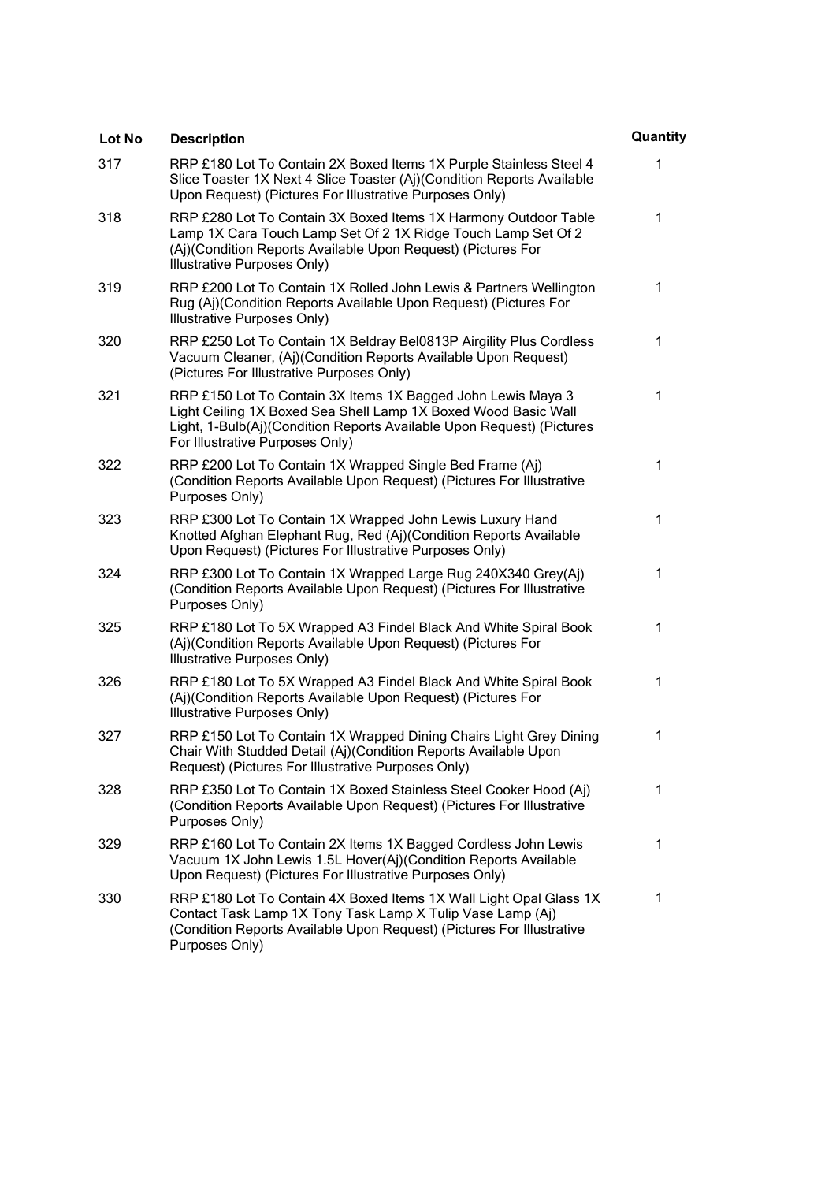| Lot No | Description | Quantity |
|---|---|---|
| 317 | RRP £180 Lot To Contain 2X Boxed Items 1X Purple Stainless Steel 4 Slice Toaster 1X Next 4 Slice Toaster (Aj)(Condition Reports Available Upon Request) (Pictures For Illustrative Purposes Only) | 1 |
| 318 | RRP £280 Lot To Contain 3X Boxed Items 1X Harmony Outdoor Table Lamp 1X Cara Touch Lamp Set Of 2 1X Ridge Touch Lamp Set Of 2 (Aj)(Condition Reports Available Upon Request) (Pictures For Illustrative Purposes Only) | 1 |
| 319 | RRP £200 Lot To Contain 1X Rolled John Lewis & Partners Wellington Rug (Aj)(Condition Reports Available Upon Request) (Pictures For Illustrative Purposes Only) | 1 |
| 320 | RRP £250 Lot To Contain 1X Beldray Bel0813P Airgility Plus Cordless Vacuum Cleaner, (Aj)(Condition Reports Available Upon Request) (Pictures For Illustrative Purposes Only) | 1 |
| 321 | RRP £150 Lot To Contain 3X Items 1X Bagged John Lewis Maya 3 Light Ceiling 1X Boxed Sea Shell Lamp 1X Boxed Wood Basic Wall Light, 1-Bulb(Aj)(Condition Reports Available Upon Request) (Pictures For Illustrative Purposes Only) | 1 |
| 322 | RRP £200 Lot To Contain 1X Wrapped Single Bed Frame (Aj) (Condition Reports Available Upon Request) (Pictures For Illustrative Purposes Only) | 1 |
| 323 | RRP £300 Lot To Contain 1X Wrapped John Lewis Luxury Hand Knotted Afghan Elephant Rug, Red (Aj)(Condition Reports Available Upon Request) (Pictures For Illustrative Purposes Only) | 1 |
| 324 | RRP £300 Lot To Contain 1X Wrapped Large Rug 240X340 Grey(Aj) (Condition Reports Available Upon Request) (Pictures For Illustrative Purposes Only) | 1 |
| 325 | RRP £180 Lot To 5X Wrapped A3 Findel Black And White Spiral Book (Aj)(Condition Reports Available Upon Request) (Pictures For Illustrative Purposes Only) | 1 |
| 326 | RRP £180 Lot To 5X Wrapped A3 Findel Black And White Spiral Book (Aj)(Condition Reports Available Upon Request) (Pictures For Illustrative Purposes Only) | 1 |
| 327 | RRP £150 Lot To Contain 1X Wrapped Dining Chairs Light Grey Dining Chair With Studded Detail (Aj)(Condition Reports Available Upon Request) (Pictures For Illustrative Purposes Only) | 1 |
| 328 | RRP £350 Lot To Contain 1X Boxed Stainless Steel Cooker Hood (Aj) (Condition Reports Available Upon Request) (Pictures For Illustrative Purposes Only) | 1 |
| 329 | RRP £160 Lot To Contain 2X Items 1X Bagged Cordless John Lewis Vacuum 1X John Lewis 1.5L Hover(Aj)(Condition Reports Available Upon Request) (Pictures For Illustrative Purposes Only) | 1 |
| 330 | RRP £180 Lot To Contain 4X Boxed Items 1X Wall Light Opal Glass 1X Contact Task Lamp 1X Tony Task Lamp X Tulip Vase Lamp (Aj) (Condition Reports Available Upon Request) (Pictures For Illustrative Purposes Only) | 1 |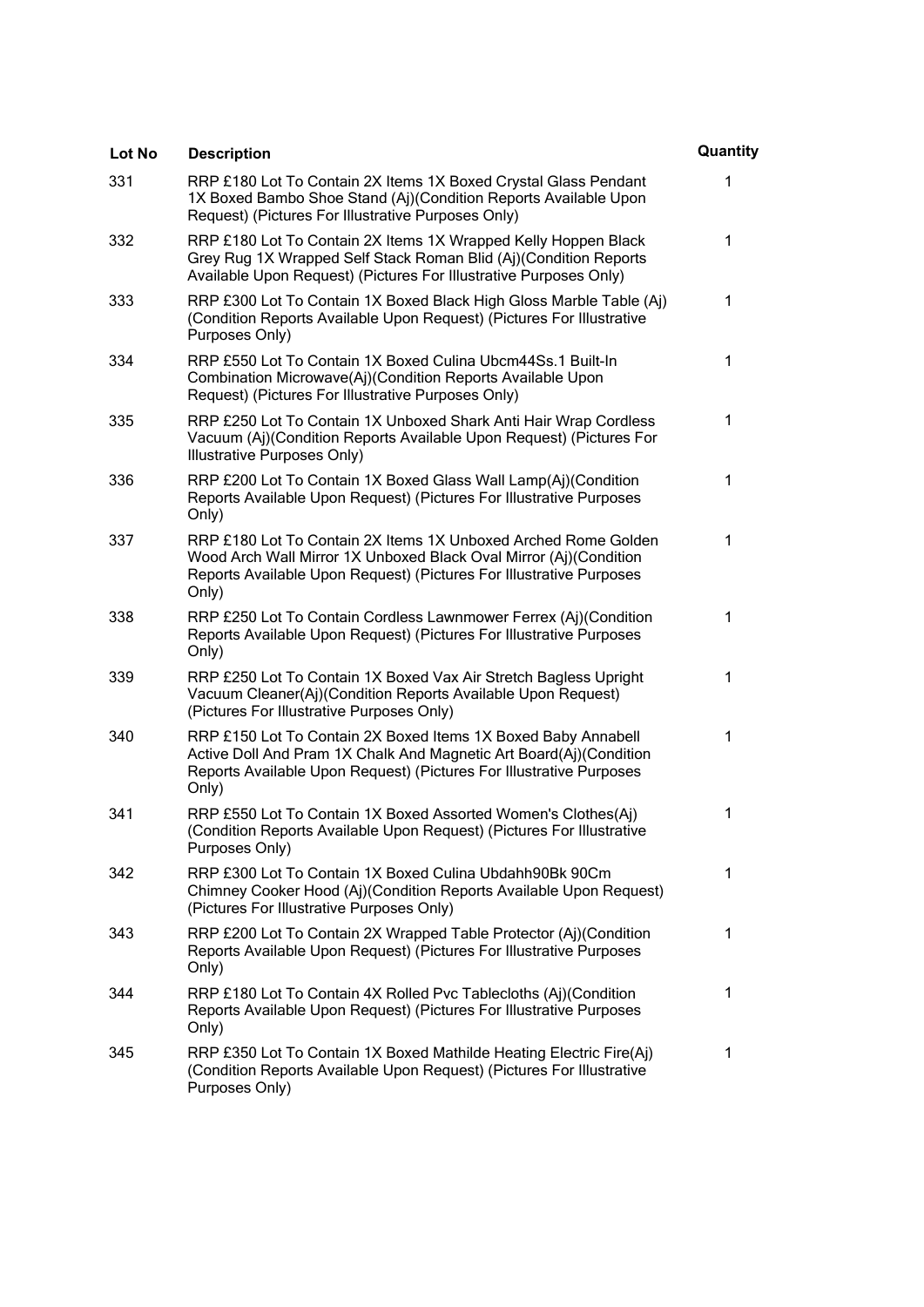| Lot No | Description | Quantity |
|---|---|---|
| 331 | RRP £180 Lot To Contain 2X Items 1X Boxed Crystal Glass Pendant 1X Boxed Bambo Shoe Stand (Aj)(Condition Reports Available Upon Request) (Pictures For Illustrative Purposes Only) | 1 |
| 332 | RRP £180 Lot To Contain 2X Items 1X Wrapped Kelly Hoppen Black Grey Rug 1X Wrapped Self Stack Roman Blid (Aj)(Condition Reports Available Upon Request) (Pictures For Illustrative Purposes Only) | 1 |
| 333 | RRP £300 Lot To Contain 1X Boxed Black High Gloss Marble Table (Aj)(Condition Reports Available Upon Request) (Pictures For Illustrative Purposes Only) | 1 |
| 334 | RRP £550 Lot To Contain 1X Boxed Culina Ubcm44Ss.1 Built-In Combination Microwave(Aj)(Condition Reports Available Upon Request) (Pictures For Illustrative Purposes Only) | 1 |
| 335 | RRP £250 Lot To Contain 1X Unboxed Shark Anti Hair Wrap Cordless Vacuum (Aj)(Condition Reports Available Upon Request) (Pictures For Illustrative Purposes Only) | 1 |
| 336 | RRP £200 Lot To Contain 1X Boxed Glass Wall Lamp(Aj)(Condition Reports Available Upon Request) (Pictures For Illustrative Purposes Only) | 1 |
| 337 | RRP £180 Lot To Contain 2X Items 1X Unboxed Arched Rome Golden Wood Arch Wall Mirror 1X Unboxed Black Oval Mirror (Aj)(Condition Reports Available Upon Request) (Pictures For Illustrative Purposes Only) | 1 |
| 338 | RRP £250 Lot To Contain Cordless Lawnmower Ferrex (Aj)(Condition Reports Available Upon Request) (Pictures For Illustrative Purposes Only) | 1 |
| 339 | RRP £250 Lot To Contain 1X Boxed Vax Air Stretch Bagless Upright Vacuum Cleaner(Aj)(Condition Reports Available Upon Request) (Pictures For Illustrative Purposes Only) | 1 |
| 340 | RRP £150 Lot To Contain 2X Boxed Items 1X Boxed Baby Annabell Active Doll And Pram 1X Chalk And Magnetic Art Board(Aj)(Condition Reports Available Upon Request) (Pictures For Illustrative Purposes Only) | 1 |
| 341 | RRP £550 Lot To Contain 1X Boxed Assorted Women's Clothes(Aj)(Condition Reports Available Upon Request) (Pictures For Illustrative Purposes Only) | 1 |
| 342 | RRP £300 Lot To Contain 1X Boxed Culina Ubdahh90Bk 90Cm Chimney Cooker Hood (Aj)(Condition Reports Available Upon Request) (Pictures For Illustrative Purposes Only) | 1 |
| 343 | RRP £200 Lot To Contain 2X Wrapped Table Protector (Aj)(Condition Reports Available Upon Request) (Pictures For Illustrative Purposes Only) | 1 |
| 344 | RRP £180 Lot To Contain 4X Rolled Pvc Tablecloths (Aj)(Condition Reports Available Upon Request) (Pictures For Illustrative Purposes Only) | 1 |
| 345 | RRP £350 Lot To Contain 1X Boxed Mathilde Heating Electric Fire(Aj)(Condition Reports Available Upon Request) (Pictures For Illustrative Purposes Only) | 1 |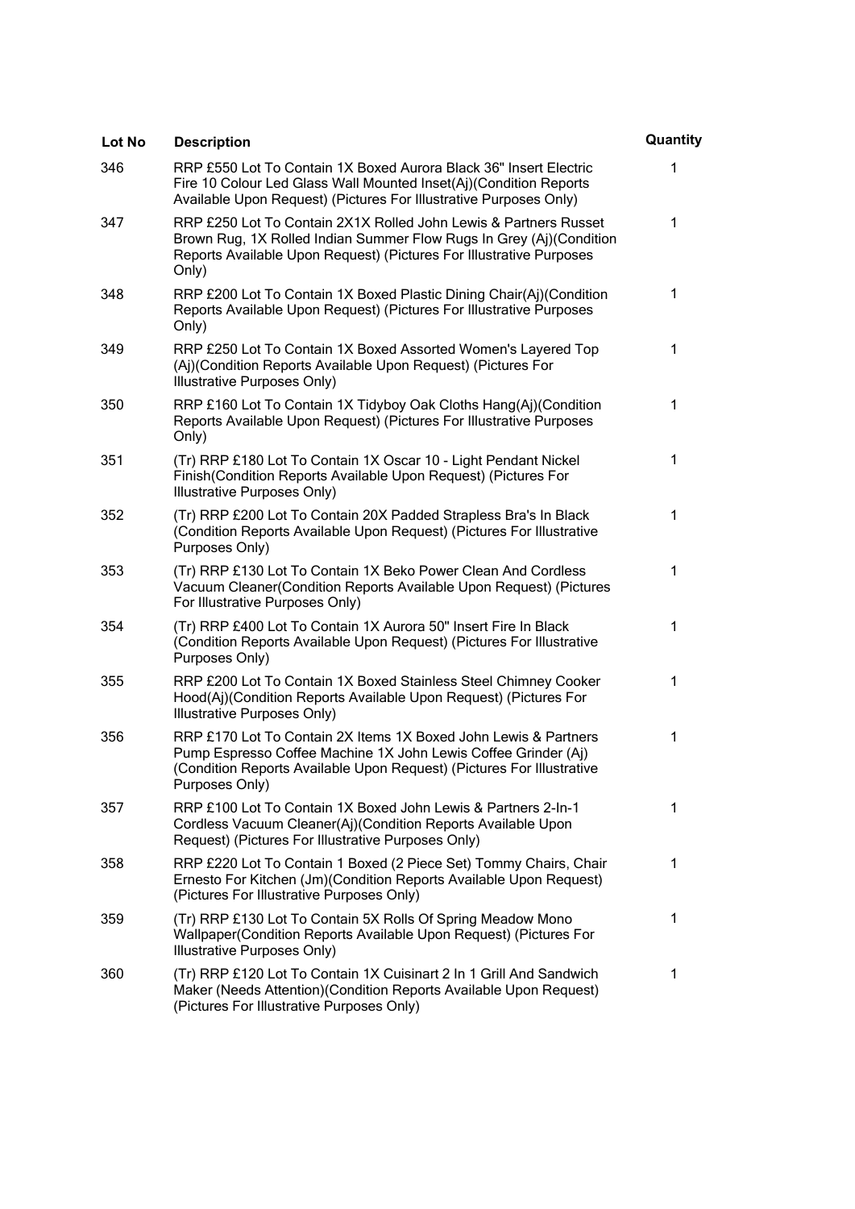| Lot No | Description | Quantity |
| --- | --- | --- |
| 346 | RRP £550 Lot To Contain 1X Boxed Aurora Black 36" Insert Electric Fire 10 Colour Led Glass Wall Mounted Inset(Aj)(Condition Reports Available Upon Request) (Pictures For Illustrative Purposes Only) | 1 |
| 347 | RRP £250 Lot To Contain 2X1X Rolled John Lewis & Partners Russet Brown Rug, 1X Rolled Indian Summer Flow Rugs In Grey (Aj)(Condition Reports Available Upon Request) (Pictures For Illustrative Purposes Only) | 1 |
| 348 | RRP £200 Lot To Contain 1X Boxed Plastic Dining Chair(Aj)(Condition Reports Available Upon Request) (Pictures For Illustrative Purposes Only) | 1 |
| 349 | RRP £250 Lot To Contain 1X Boxed Assorted Women's Layered Top (Aj)(Condition Reports Available Upon Request) (Pictures For Illustrative Purposes Only) | 1 |
| 350 | RRP £160 Lot To Contain 1X Tidyboy Oak Cloths Hang(Aj)(Condition Reports Available Upon Request) (Pictures For Illustrative Purposes Only) | 1 |
| 351 | (Tr) RRP £180 Lot To Contain 1X Oscar 10 - Light Pendant Nickel Finish(Condition Reports Available Upon Request) (Pictures For Illustrative Purposes Only) | 1 |
| 352 | (Tr) RRP £200 Lot To Contain 20X Padded Strapless Bra's In Black (Condition Reports Available Upon Request) (Pictures For Illustrative Purposes Only) | 1 |
| 353 | (Tr) RRP £130 Lot To Contain 1X Beko Power Clean And Cordless Vacuum Cleaner(Condition Reports Available Upon Request) (Pictures For Illustrative Purposes Only) | 1 |
| 354 | (Tr) RRP £400 Lot To Contain 1X Aurora 50" Insert Fire In Black (Condition Reports Available Upon Request) (Pictures For Illustrative Purposes Only) | 1 |
| 355 | RRP £200 Lot To Contain 1X Boxed Stainless Steel Chimney Cooker Hood(Aj)(Condition Reports Available Upon Request) (Pictures For Illustrative Purposes Only) | 1 |
| 356 | RRP £170 Lot To Contain 2X Items 1X Boxed John Lewis & Partners Pump Espresso Coffee Machine 1X John Lewis Coffee Grinder (Aj) (Condition Reports Available Upon Request) (Pictures For Illustrative Purposes Only) | 1 |
| 357 | RRP £100 Lot To Contain 1X Boxed John Lewis & Partners 2-In-1 Cordless Vacuum Cleaner(Aj)(Condition Reports Available Upon Request) (Pictures For Illustrative Purposes Only) | 1 |
| 358 | RRP £220 Lot To Contain 1 Boxed (2 Piece Set) Tommy Chairs, Chair Ernesto For Kitchen (Jm)(Condition Reports Available Upon Request) (Pictures For Illustrative Purposes Only) | 1 |
| 359 | (Tr) RRP £130 Lot To Contain 5X Rolls Of Spring Meadow Mono Wallpaper(Condition Reports Available Upon Request) (Pictures For Illustrative Purposes Only) | 1 |
| 360 | (Tr) RRP £120 Lot To Contain 1X Cuisinart 2 In 1 Grill And Sandwich Maker (Needs Attention)(Condition Reports Available Upon Request) (Pictures For Illustrative Purposes Only) | 1 |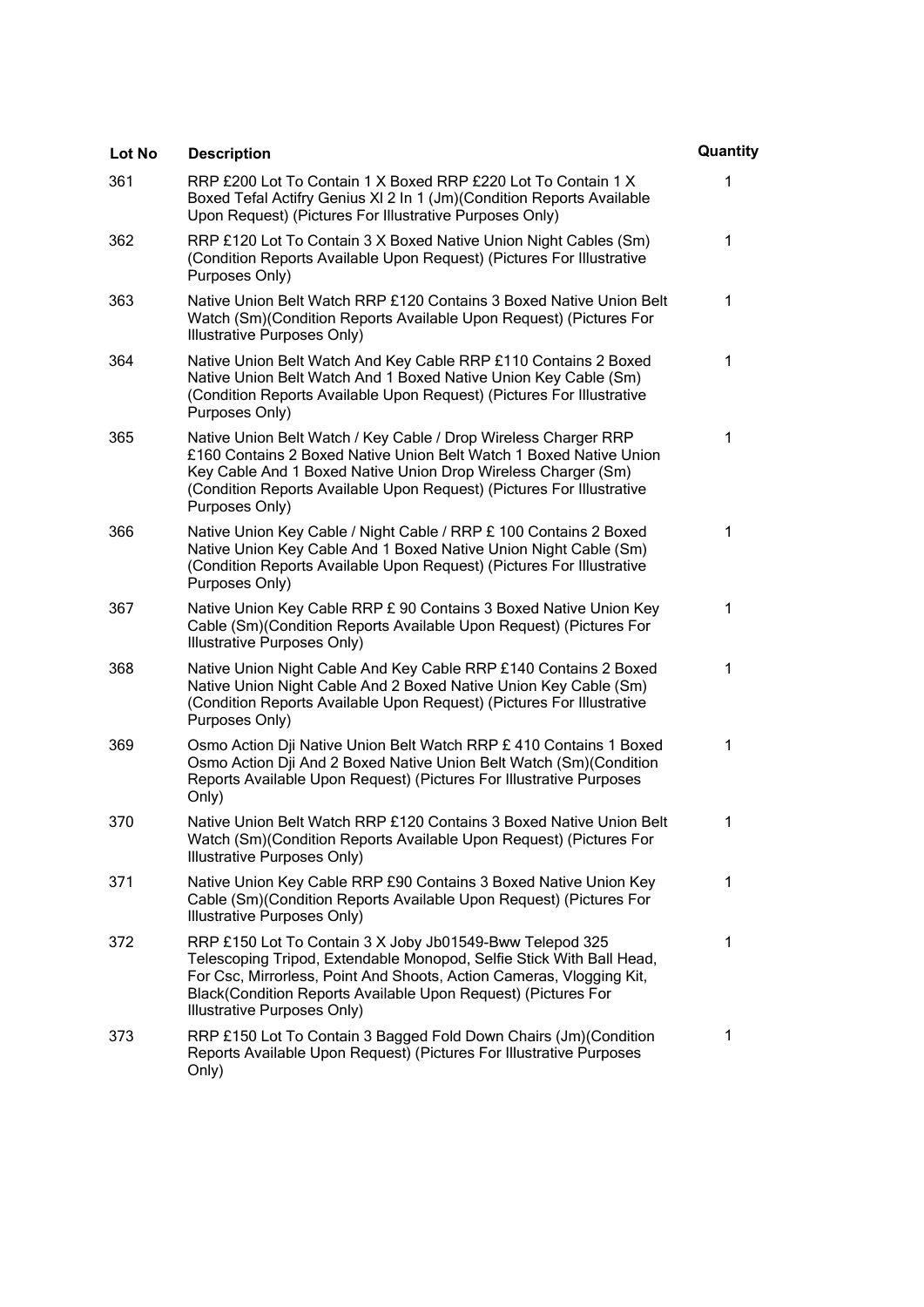| Lot No | Description | Quantity |
|---|---|---|
| 361 | RRP £200 Lot To Contain 1 X Boxed RRP £220 Lot To Contain 1 X Boxed Tefal Actifry Genius Xl 2 In 1 (Jm)(Condition Reports Available Upon Request) (Pictures For Illustrative Purposes Only) | 1 |
| 362 | RRP £120 Lot To Contain 3 X Boxed Native Union Night Cables (Sm) (Condition Reports Available Upon Request) (Pictures For Illustrative Purposes Only) | 1 |
| 363 | Native Union Belt Watch RRP £120 Contains 3 Boxed Native Union Belt Watch (Sm)(Condition Reports Available Upon Request) (Pictures For Illustrative Purposes Only) | 1 |
| 364 | Native Union Belt Watch And Key Cable RRP £110 Contains 2 Boxed Native Union Belt Watch And 1 Boxed Native Union Key Cable (Sm) (Condition Reports Available Upon Request) (Pictures For Illustrative Purposes Only) | 1 |
| 365 | Native Union Belt Watch / Key Cable / Drop Wireless Charger RRP £160 Contains 2 Boxed Native Union Belt Watch 1 Boxed Native Union Key Cable And 1 Boxed Native Union Drop Wireless Charger (Sm) (Condition Reports Available Upon Request) (Pictures For Illustrative Purposes Only) | 1 |
| 366 | Native Union Key Cable / Night Cable / RRP £ 100 Contains 2 Boxed Native Union Key Cable And 1 Boxed Native Union Night Cable (Sm) (Condition Reports Available Upon Request) (Pictures For Illustrative Purposes Only) | 1 |
| 367 | Native Union Key Cable RRP £ 90 Contains 3 Boxed Native Union Key Cable (Sm)(Condition Reports Available Upon Request) (Pictures For Illustrative Purposes Only) | 1 |
| 368 | Native Union Night Cable And Key Cable RRP £140 Contains 2 Boxed Native Union Night Cable And 2 Boxed Native Union Key Cable (Sm) (Condition Reports Available Upon Request) (Pictures For Illustrative Purposes Only) | 1 |
| 369 | Osmo Action Dji Native Union Belt Watch RRP £ 410 Contains 1 Boxed Osmo Action Dji And 2 Boxed Native Union Belt Watch (Sm)(Condition Reports Available Upon Request) (Pictures For Illustrative Purposes Only) | 1 |
| 370 | Native Union Belt Watch RRP £120 Contains 3 Boxed Native Union Belt Watch (Sm)(Condition Reports Available Upon Request) (Pictures For Illustrative Purposes Only) | 1 |
| 371 | Native Union Key Cable RRP £90 Contains 3 Boxed Native Union Key Cable (Sm)(Condition Reports Available Upon Request) (Pictures For Illustrative Purposes Only) | 1 |
| 372 | RRP £150 Lot To Contain 3 X Joby Jb01549-Bww Telepod 325 Telescoping Tripod, Extendable Monopod, Selfie Stick With Ball Head, For Csc, Mirrorless, Point And Shoots, Action Cameras, Vlogging Kit, Black(Condition Reports Available Upon Request) (Pictures For Illustrative Purposes Only) | 1 |
| 373 | RRP £150 Lot To Contain 3 Bagged Fold Down Chairs (Jm)(Condition Reports Available Upon Request) (Pictures For Illustrative Purposes Only) | 1 |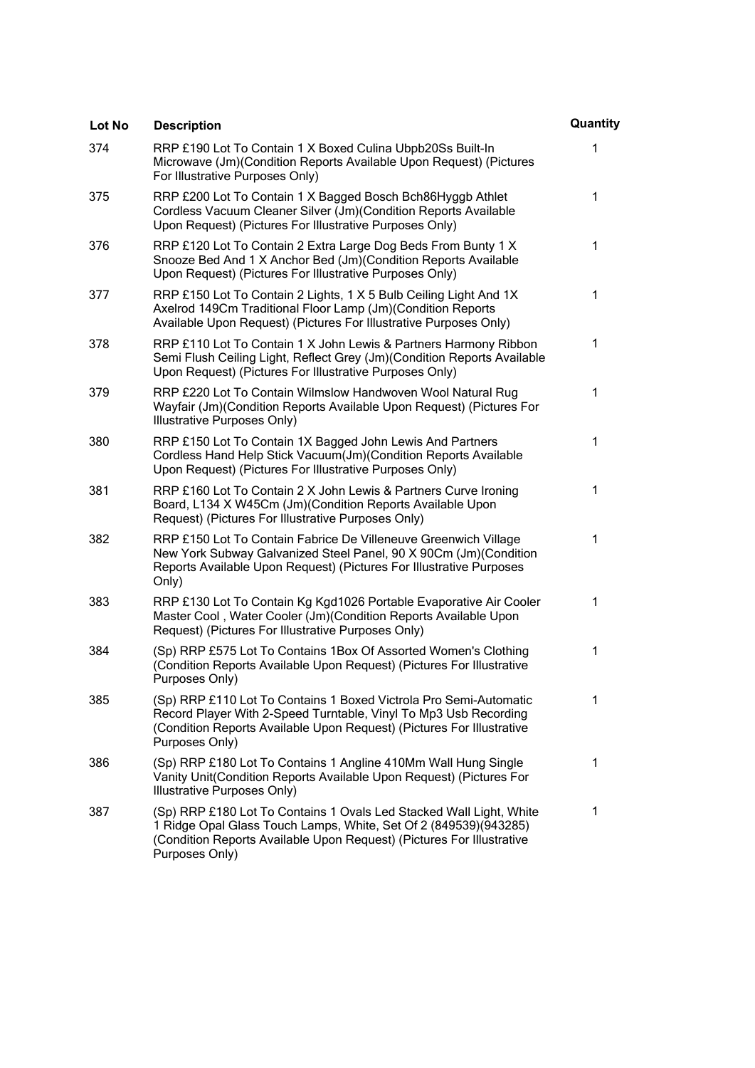| Lot No | Description | Quantity |
| --- | --- | --- |
| 374 | RRP £190 Lot To Contain 1 X Boxed Culina Ubpb20Ss Built-In Microwave (Jm)(Condition Reports Available Upon Request) (Pictures For Illustrative Purposes Only) | 1 |
| 375 | RRP £200 Lot To Contain 1 X Bagged Bosch Bch86Hyggb Athlet Cordless Vacuum Cleaner Silver (Jm)(Condition Reports Available Upon Request) (Pictures For Illustrative Purposes Only) | 1 |
| 376 | RRP £120 Lot To Contain 2 Extra Large Dog Beds From Bunty 1 X Snooze Bed And 1 X Anchor Bed (Jm)(Condition Reports Available Upon Request) (Pictures For Illustrative Purposes Only) | 1 |
| 377 | RRP £150 Lot To Contain 2 Lights, 1 X 5 Bulb Ceiling Light And 1X Axelrod 149Cm Traditional Floor Lamp (Jm)(Condition Reports Available Upon Request) (Pictures For Illustrative Purposes Only) | 1 |
| 378 | RRP £110 Lot To Contain 1 X John Lewis & Partners Harmony Ribbon Semi Flush Ceiling Light, Reflect Grey (Jm)(Condition Reports Available Upon Request) (Pictures For Illustrative Purposes Only) | 1 |
| 379 | RRP £220 Lot To Contain Wilmslow Handwoven Wool Natural Rug Wayfair (Jm)(Condition Reports Available Upon Request) (Pictures For Illustrative Purposes Only) | 1 |
| 380 | RRP £150 Lot To Contain 1X Bagged John Lewis And Partners Cordless Hand Help Stick Vacuum(Jm)(Condition Reports Available Upon Request) (Pictures For Illustrative Purposes Only) | 1 |
| 381 | RRP £160 Lot To Contain 2 X John Lewis & Partners Curve Ironing Board, L134 X W45Cm (Jm)(Condition Reports Available Upon Request) (Pictures For Illustrative Purposes Only) | 1 |
| 382 | RRP £150 Lot To Contain Fabrice De Villeneuve Greenwich Village New York Subway Galvanized Steel Panel, 90 X 90Cm (Jm)(Condition Reports Available Upon Request) (Pictures For Illustrative Purposes Only) | 1 |
| 383 | RRP £130 Lot To Contain Kg Kgd1026 Portable Evaporative Air Cooler Master Cool , Water Cooler (Jm)(Condition Reports Available Upon Request) (Pictures For Illustrative Purposes Only) | 1 |
| 384 | (Sp) RRP £575 Lot To Contains 1Box Of Assorted Women's Clothing (Condition Reports Available Upon Request) (Pictures For Illustrative Purposes Only) | 1 |
| 385 | (Sp) RRP £110 Lot To Contains 1 Boxed Victrola Pro Semi-Automatic Record Player With 2-Speed Turntable, Vinyl To Mp3 Usb Recording (Condition Reports Available Upon Request) (Pictures For Illustrative Purposes Only) | 1 |
| 386 | (Sp) RRP £180 Lot To Contains 1 Angline 410Mm Wall Hung Single Vanity Unit(Condition Reports Available Upon Request) (Pictures For Illustrative Purposes Only) | 1 |
| 387 | (Sp) RRP £180 Lot To Contains 1 Ovals Led Stacked Wall Light, White 1 Ridge Opal Glass Touch Lamps, White, Set Of 2 (849539)(943285) (Condition Reports Available Upon Request) (Pictures For Illustrative Purposes Only) | 1 |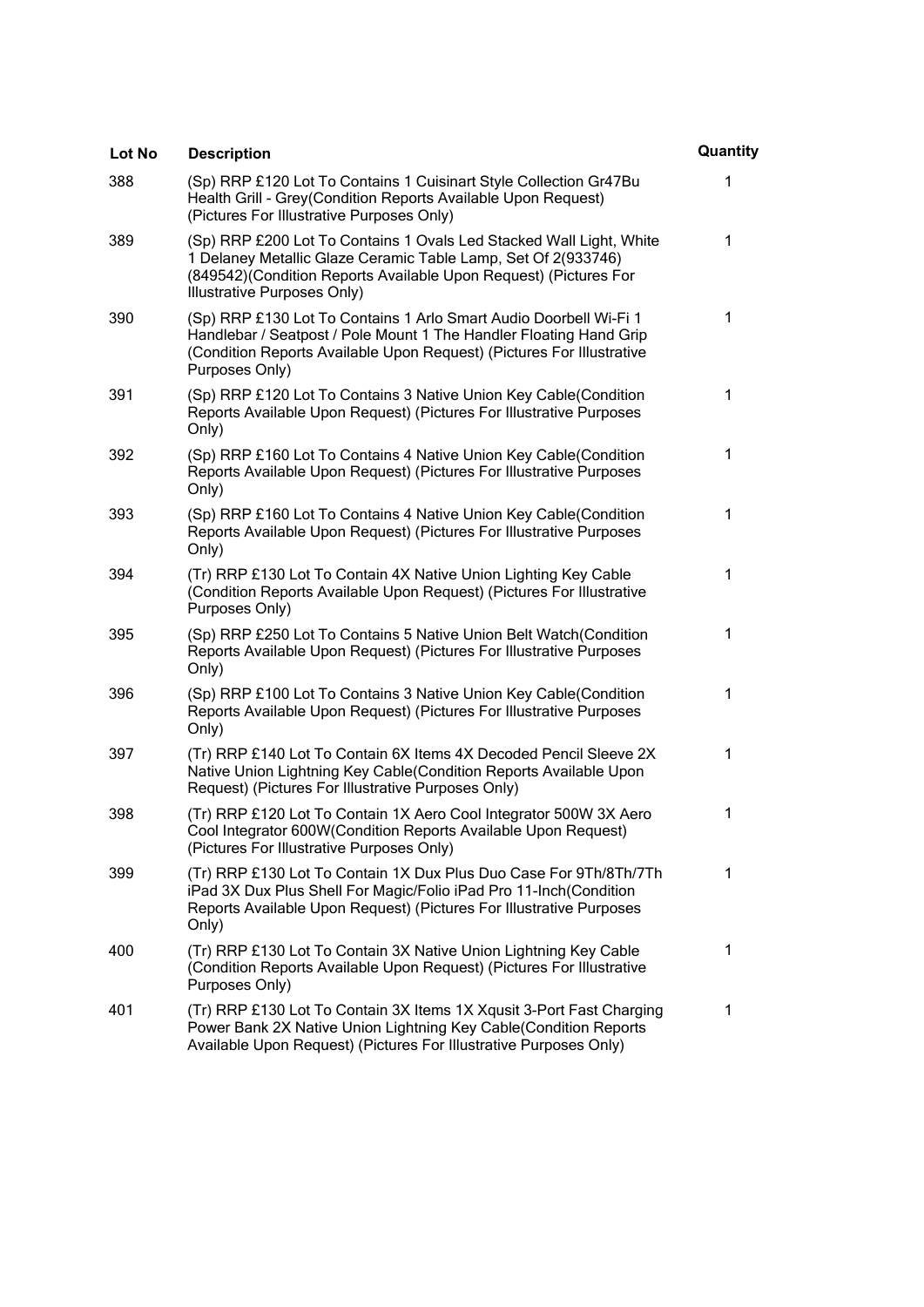| Lot No | Description | Quantity |
|---|---|---|
| 388 | (Sp) RRP £120 Lot To Contains 1 Cuisinart Style Collection Gr47Bu Health Grill - Grey(Condition Reports Available Upon Request) (Pictures For Illustrative Purposes Only) | 1 |
| 389 | (Sp) RRP £200 Lot To Contains 1 Ovals Led Stacked Wall Light, White 1 Delaney Metallic Glaze Ceramic Table Lamp, Set Of 2(933746) (849542)(Condition Reports Available Upon Request) (Pictures For Illustrative Purposes Only) | 1 |
| 390 | (Sp) RRP £130 Lot To Contains 1 Arlo Smart Audio Doorbell Wi-Fi 1 Handlebar / Seatpost / Pole Mount 1 The Handler Floating Hand Grip (Condition Reports Available Upon Request) (Pictures For Illustrative Purposes Only) | 1 |
| 391 | (Sp) RRP £120 Lot To Contains 3 Native Union Key Cable(Condition Reports Available Upon Request) (Pictures For Illustrative Purposes Only) | 1 |
| 392 | (Sp) RRP £160 Lot To Contains 4 Native Union Key Cable(Condition Reports Available Upon Request) (Pictures For Illustrative Purposes Only) | 1 |
| 393 | (Sp) RRP £160 Lot To Contains 4 Native Union Key Cable(Condition Reports Available Upon Request) (Pictures For Illustrative Purposes Only) | 1 |
| 394 | (Tr) RRP £130 Lot To Contain 4X Native Union Lighting Key Cable (Condition Reports Available Upon Request) (Pictures For Illustrative Purposes Only) | 1 |
| 395 | (Sp) RRP £250 Lot To Contains 5 Native Union Belt Watch(Condition Reports Available Upon Request) (Pictures For Illustrative Purposes Only) | 1 |
| 396 | (Sp) RRP £100 Lot To Contains 3 Native Union Key Cable(Condition Reports Available Upon Request) (Pictures For Illustrative Purposes Only) | 1 |
| 397 | (Tr) RRP £140 Lot To Contain 6X Items 4X Decoded Pencil Sleeve 2X Native Union Lightning Key Cable(Condition Reports Available Upon Request) (Pictures For Illustrative Purposes Only) | 1 |
| 398 | (Tr) RRP £120 Lot To Contain 1X Aero Cool Integrator 500W 3X Aero Cool Integrator 600W(Condition Reports Available Upon Request) (Pictures For Illustrative Purposes Only) | 1 |
| 399 | (Tr) RRP £130 Lot To Contain 1X Dux Plus Duo Case For 9Th/8Th/7Th iPad 3X Dux Plus Shell For Magic/Folio iPad Pro 11-Inch(Condition Reports Available Upon Request) (Pictures For Illustrative Purposes Only) | 1 |
| 400 | (Tr) RRP £130 Lot To Contain 3X Native Union Lightning Key Cable (Condition Reports Available Upon Request) (Pictures For Illustrative Purposes Only) | 1 |
| 401 | (Tr) RRP £130 Lot To Contain 3X Items 1X Xqusit 3-Port Fast Charging Power Bank 2X Native Union Lightning Key Cable(Condition Reports Available Upon Request) (Pictures For Illustrative Purposes Only) | 1 |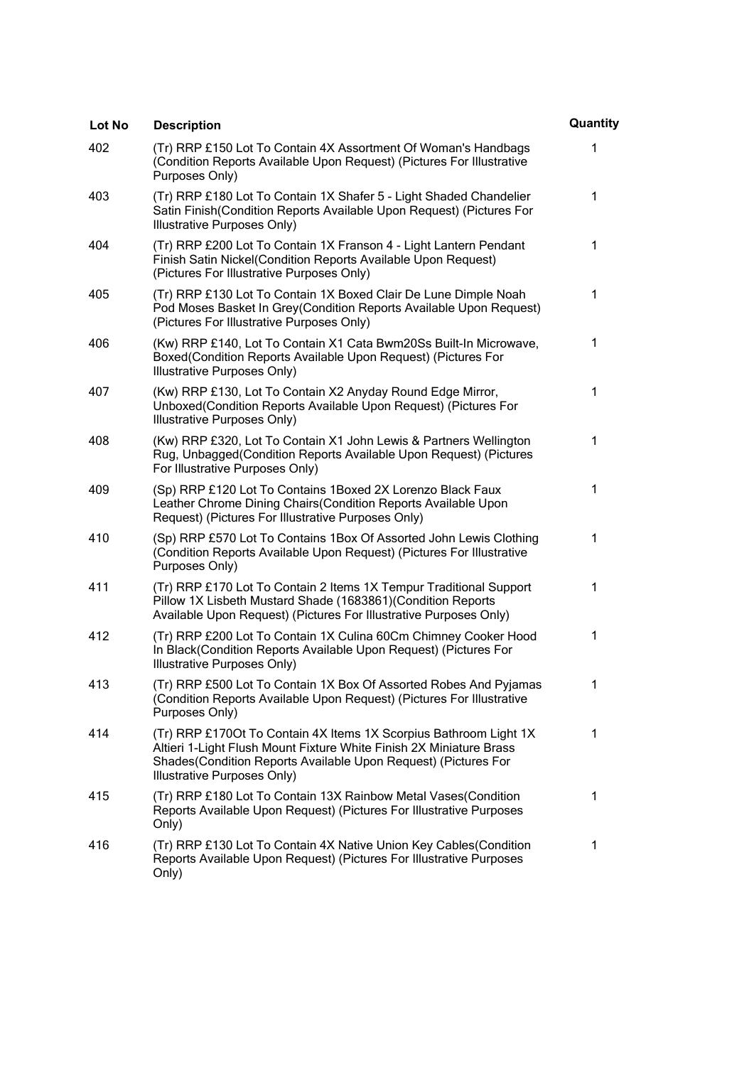| Lot No | Description | Quantity |
|---|---|---|
| 402 | (Tr) RRP £150 Lot To Contain 4X Assortment Of Woman's Handbags (Condition Reports Available Upon Request) (Pictures For Illustrative Purposes Only) | 1 |
| 403 | (Tr) RRP £180 Lot To Contain 1X Shafer 5 - Light Shaded Chandelier Satin Finish(Condition Reports Available Upon Request) (Pictures For Illustrative Purposes Only) | 1 |
| 404 | (Tr) RRP £200 Lot To Contain 1X Franson 4 - Light Lantern Pendant Finish Satin Nickel(Condition Reports Available Upon Request) (Pictures For Illustrative Purposes Only) | 1 |
| 405 | (Tr) RRP £130 Lot To Contain 1X Boxed Clair De Lune Dimple Noah Pod Moses Basket In Grey(Condition Reports Available Upon Request) (Pictures For Illustrative Purposes Only) | 1 |
| 406 | (Kw) RRP £140, Lot To Contain X1 Cata Bwm20Ss Built-In Microwave, Boxed(Condition Reports Available Upon Request) (Pictures For Illustrative Purposes Only) | 1 |
| 407 | (Kw) RRP £130, Lot To Contain X2 Anyday Round Edge Mirror, Unboxed(Condition Reports Available Upon Request) (Pictures For Illustrative Purposes Only) | 1 |
| 408 | (Kw) RRP £320, Lot To Contain X1 John Lewis & Partners Wellington Rug, Unbagged(Condition Reports Available Upon Request) (Pictures For Illustrative Purposes Only) | 1 |
| 409 | (Sp) RRP £120 Lot To Contains 1Boxed 2X Lorenzo Black Faux Leather Chrome Dining Chairs(Condition Reports Available Upon Request) (Pictures For Illustrative Purposes Only) | 1 |
| 410 | (Sp) RRP £570 Lot To Contains 1Box Of Assorted John Lewis Clothing (Condition Reports Available Upon Request) (Pictures For Illustrative Purposes Only) | 1 |
| 411 | (Tr) RRP £170 Lot To Contain 2 Items 1X Tempur Traditional Support Pillow 1X Lisbeth Mustard Shade (1683861)(Condition Reports Available Upon Request) (Pictures For Illustrative Purposes Only) | 1 |
| 412 | (Tr) RRP £200 Lot To Contain 1X Culina 60Cm Chimney Cooker Hood In Black(Condition Reports Available Upon Request) (Pictures For Illustrative Purposes Only) | 1 |
| 413 | (Tr) RRP £500 Lot To Contain 1X Box Of Assorted Robes And Pyjamas (Condition Reports Available Upon Request) (Pictures For Illustrative Purposes Only) | 1 |
| 414 | (Tr) RRP £170Ot To Contain 4X Items 1X Scorpius Bathroom Light 1X Altieri 1-Light Flush Mount Fixture White Finish 2X Miniature Brass Shades(Condition Reports Available Upon Request) (Pictures For Illustrative Purposes Only) | 1 |
| 415 | (Tr) RRP £180 Lot To Contain 13X Rainbow Metal Vases(Condition Reports Available Upon Request) (Pictures For Illustrative Purposes Only) | 1 |
| 416 | (Tr) RRP £130 Lot To Contain 4X Native Union Key Cables(Condition Reports Available Upon Request) (Pictures For Illustrative Purposes Only) | 1 |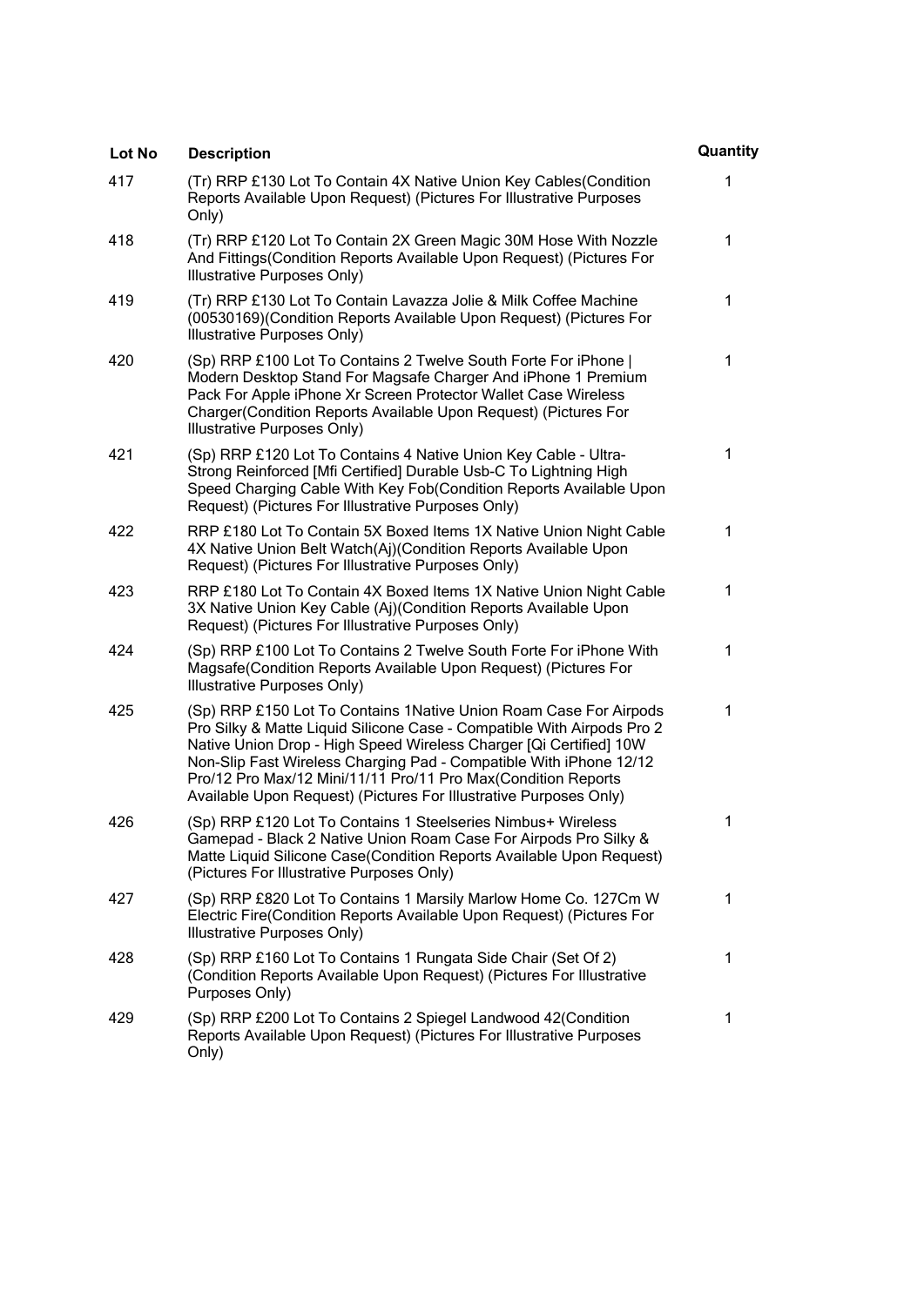| Lot No | Description | Quantity |
| --- | --- | --- |
| 417 | (Tr) RRP £130 Lot To Contain 4X Native Union Key Cables(Condition Reports Available Upon Request) (Pictures For Illustrative Purposes Only) | 1 |
| 418 | (Tr) RRP £120 Lot To Contain 2X Green Magic 30M Hose With Nozzle And Fittings(Condition Reports Available Upon Request) (Pictures For Illustrative Purposes Only) | 1 |
| 419 | (Tr) RRP £130 Lot To Contain Lavazza Jolie & Milk Coffee Machine (00530169)(Condition Reports Available Upon Request) (Pictures For Illustrative Purposes Only) | 1 |
| 420 | (Sp) RRP £100 Lot To Contains 2 Twelve South Forte For iPhone \| Modern Desktop Stand For Magsafe Charger And iPhone 1 Premium Pack For Apple iPhone Xr Screen Protector Wallet Case Wireless Charger(Condition Reports Available Upon Request) (Pictures For Illustrative Purposes Only) | 1 |
| 421 | (Sp) RRP £120 Lot To Contains 4 Native Union Key Cable - Ultra-Strong Reinforced [Mfi Certified] Durable Usb-C To Lightning High Speed Charging Cable With Key Fob(Condition Reports Available Upon Request) (Pictures For Illustrative Purposes Only) | 1 |
| 422 | RRP £180 Lot To Contain 5X Boxed Items 1X Native Union Night Cable 4X Native Union Belt Watch(Aj)(Condition Reports Available Upon Request) (Pictures For Illustrative Purposes Only) | 1 |
| 423 | RRP £180 Lot To Contain 4X Boxed Items 1X Native Union Night Cable 3X Native Union Key Cable (Aj)(Condition Reports Available Upon Request) (Pictures For Illustrative Purposes Only) | 1 |
| 424 | (Sp) RRP £100 Lot To Contains 2 Twelve South Forte For iPhone With Magsafe(Condition Reports Available Upon Request) (Pictures For Illustrative Purposes Only) | 1 |
| 425 | (Sp) RRP £150 Lot To Contains 1Native Union Roam Case For Airpods Pro Silky & Matte Liquid Silicone Case - Compatible With Airpods Pro 2 Native Union Drop - High Speed Wireless Charger [Qi Certified] 10W Non-Slip Fast Wireless Charging Pad - Compatible With iPhone 12/12 Pro/12 Pro Max/12 Mini/11/11 Pro/11 Pro Max(Condition Reports Available Upon Request) (Pictures For Illustrative Purposes Only) | 1 |
| 426 | (Sp) RRP £120 Lot To Contains 1 Steelseries Nimbus+ Wireless Gamepad - Black 2 Native Union Roam Case For Airpods Pro Silky & Matte Liquid Silicone Case(Condition Reports Available Upon Request) (Pictures For Illustrative Purposes Only) | 1 |
| 427 | (Sp) RRP £820 Lot To Contains 1 Marsily Marlow Home Co. 127Cm W Electric Fire(Condition Reports Available Upon Request) (Pictures For Illustrative Purposes Only) | 1 |
| 428 | (Sp) RRP £160 Lot To Contains 1 Rungata Side Chair (Set Of 2) (Condition Reports Available Upon Request) (Pictures For Illustrative Purposes Only) | 1 |
| 429 | (Sp) RRP £200 Lot To Contains 2 Spiegel Landwood 42(Condition Reports Available Upon Request) (Pictures For Illustrative Purposes Only) | 1 |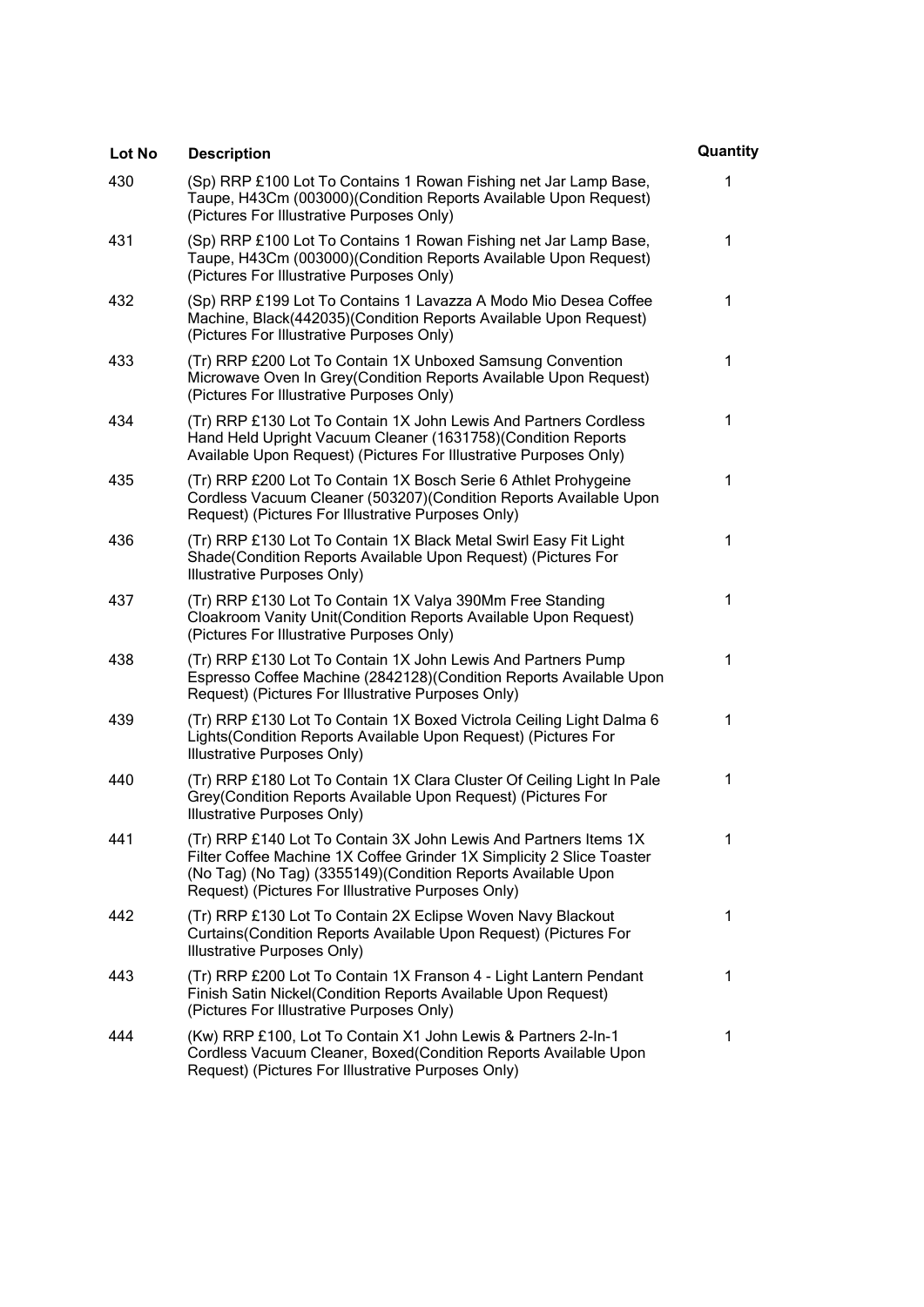| Lot No | Description | Quantity |
|---|---|---|
| 430 | (Sp) RRP £100 Lot To Contains 1 Rowan Fishing net Jar Lamp Base, Taupe, H43Cm (003000)(Condition Reports Available Upon Request) (Pictures For Illustrative Purposes Only) | 1 |
| 431 | (Sp) RRP £100 Lot To Contains 1 Rowan Fishing net Jar Lamp Base, Taupe, H43Cm (003000)(Condition Reports Available Upon Request) (Pictures For Illustrative Purposes Only) | 1 |
| 432 | (Sp) RRP £199 Lot To Contains 1 Lavazza A Modo Mio Desea Coffee Machine, Black(442035)(Condition Reports Available Upon Request) (Pictures For Illustrative Purposes Only) | 1 |
| 433 | (Tr) RRP £200 Lot To Contain 1X Unboxed Samsung Convention Microwave Oven In Grey(Condition Reports Available Upon Request) (Pictures For Illustrative Purposes Only) | 1 |
| 434 | (Tr) RRP £130 Lot To Contain 1X John Lewis And Partners Cordless Hand Held Upright Vacuum Cleaner (1631758)(Condition Reports Available Upon Request) (Pictures For Illustrative Purposes Only) | 1 |
| 435 | (Tr) RRP £200 Lot To Contain 1X Bosch Serie 6 Athlet Prohygeine Cordless Vacuum Cleaner (503207)(Condition Reports Available Upon Request) (Pictures For Illustrative Purposes Only) | 1 |
| 436 | (Tr) RRP £130 Lot To Contain 1X Black Metal Swirl Easy Fit Light Shade(Condition Reports Available Upon Request) (Pictures For Illustrative Purposes Only) | 1 |
| 437 | (Tr) RRP £130 Lot To Contain 1X Valya 390Mm Free Standing Cloakroom Vanity Unit(Condition Reports Available Upon Request) (Pictures For Illustrative Purposes Only) | 1 |
| 438 | (Tr) RRP £130 Lot To Contain 1X John Lewis And Partners Pump Espresso Coffee Machine (2842128)(Condition Reports Available Upon Request) (Pictures For Illustrative Purposes Only) | 1 |
| 439 | (Tr) RRP £130 Lot To Contain 1X Boxed Victrola Ceiling Light Dalma 6 Lights(Condition Reports Available Upon Request) (Pictures For Illustrative Purposes Only) | 1 |
| 440 | (Tr) RRP £180 Lot To Contain 1X Clara Cluster Of Ceiling Light In Pale Grey(Condition Reports Available Upon Request) (Pictures For Illustrative Purposes Only) | 1 |
| 441 | (Tr) RRP £140 Lot To Contain 3X John Lewis And Partners Items 1X Filter Coffee Machine 1X Coffee Grinder 1X Simplicity 2 Slice Toaster (No Tag) (No Tag) (3355149)(Condition Reports Available Upon Request) (Pictures For Illustrative Purposes Only) | 1 |
| 442 | (Tr) RRP £130 Lot To Contain 2X Eclipse Woven Navy Blackout Curtains(Condition Reports Available Upon Request) (Pictures For Illustrative Purposes Only) | 1 |
| 443 | (Tr) RRP £200 Lot To Contain 1X Franson 4 - Light Lantern Pendant Finish Satin Nickel(Condition Reports Available Upon Request) (Pictures For Illustrative Purposes Only) | 1 |
| 444 | (Kw) RRP £100, Lot To Contain X1 John Lewis & Partners 2-In-1 Cordless Vacuum Cleaner, Boxed(Condition Reports Available Upon Request) (Pictures For Illustrative Purposes Only) | 1 |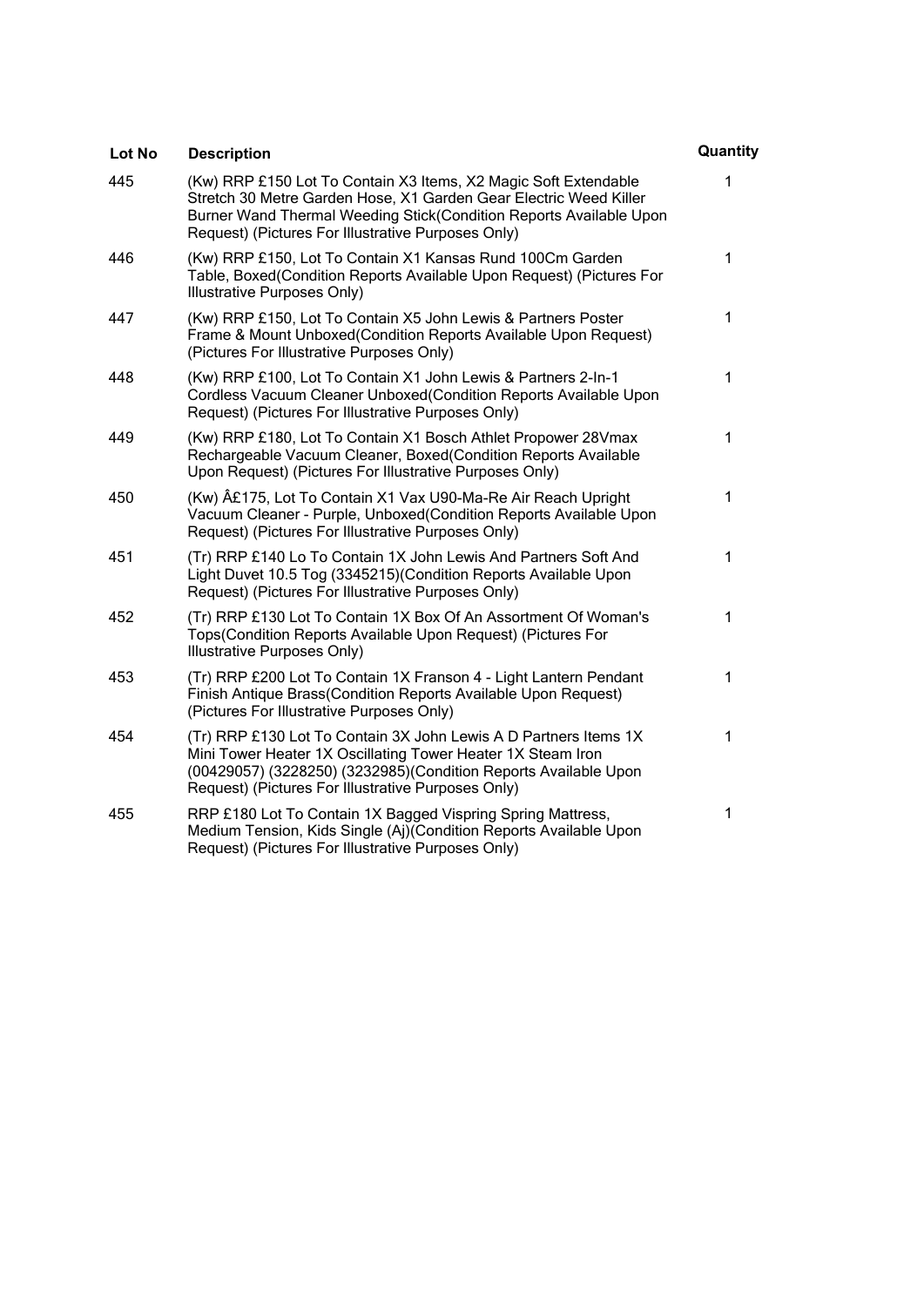| Lot No | Description | Quantity |
|---|---|---|
| 445 | (Kw) RRP £150 Lot To Contain X3 Items, X2 Magic Soft Extendable Stretch 30 Metre Garden Hose, X1 Garden Gear Electric Weed Killer Burner Wand Thermal Weeding Stick(Condition Reports Available Upon Request) (Pictures For Illustrative Purposes Only) | 1 |
| 446 | (Kw) RRP £150, Lot To Contain X1 Kansas Rund 100Cm Garden Table, Boxed(Condition Reports Available Upon Request) (Pictures For Illustrative Purposes Only) | 1 |
| 447 | (Kw) RRP £150, Lot To Contain X5 John Lewis & Partners Poster Frame & Mount Unboxed(Condition Reports Available Upon Request) (Pictures For Illustrative Purposes Only) | 1 |
| 448 | (Kw) RRP £100, Lot To Contain X1 John Lewis & Partners 2-In-1 Cordless Vacuum Cleaner Unboxed(Condition Reports Available Upon Request) (Pictures For Illustrative Purposes Only) | 1 |
| 449 | (Kw) RRP £180, Lot To Contain X1 Bosch Athlet Propower 28Vmax Rechargeable Vacuum Cleaner, Boxed(Condition Reports Available Upon Request) (Pictures For Illustrative Purposes Only) | 1 |
| 450 | (Kw) Â£175, Lot To Contain X1 Vax U90-Ma-Re Air Reach Upright Vacuum Cleaner - Purple, Unboxed(Condition Reports Available Upon Request) (Pictures For Illustrative Purposes Only) | 1 |
| 451 | (Tr) RRP £140 Lo To Contain 1X John Lewis And Partners Soft And Light Duvet 10.5 Tog (3345215)(Condition Reports Available Upon Request) (Pictures For Illustrative Purposes Only) | 1 |
| 452 | (Tr) RRP £130 Lot To Contain 1X Box Of An Assortment Of Woman's Tops(Condition Reports Available Upon Request) (Pictures For Illustrative Purposes Only) | 1 |
| 453 | (Tr) RRP £200 Lot To Contain 1X Franson 4 - Light Lantern Pendant Finish Antique Brass(Condition Reports Available Upon Request) (Pictures For Illustrative Purposes Only) | 1 |
| 454 | (Tr) RRP £130 Lot To Contain 3X John Lewis A D Partners Items 1X Mini Tower Heater 1X Oscillating Tower Heater 1X Steam Iron (00429057) (3228250) (3232985)(Condition Reports Available Upon Request) (Pictures For Illustrative Purposes Only) | 1 |
| 455 | RRP £180 Lot To Contain 1X Bagged Vispring Spring Mattress, Medium Tension, Kids Single (Aj)(Condition Reports Available Upon Request) (Pictures For Illustrative Purposes Only) | 1 |